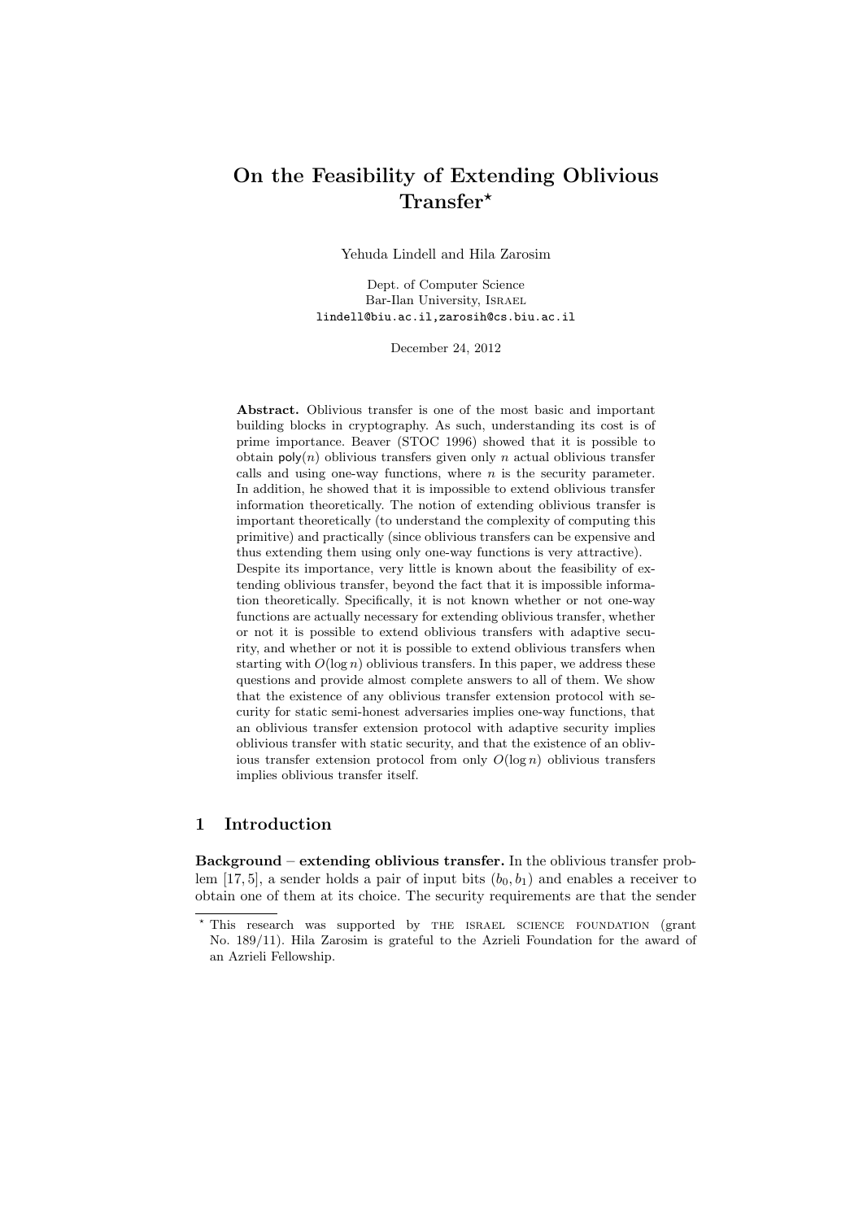# On the Feasibility of Extending Oblivious Transfer*

Yehuda Lindell and Hila Zarosim

Dept. of Computer Science
Bar-Ilan University, Israel
lindell@biu.ac.il,zarosih@cs.biu.ac.il

December 24, 2012

**Abstract.** Oblivious transfer is one of the most basic and important building blocks in cryptography. As such, understanding its cost is of prime importance. Beaver (STOC 1996) showed that it is possible to obtain $\mathsf{poly}(n)$ oblivious transfers given only $n$ actual oblivious transfer calls and using one-way functions, where $n$ is the security parameter. In addition, he showed that it is impossible to extend oblivious transfer information theoretically. The notion of extending oblivious transfer is important theoretically (to understand the complexity of computing this primitive) and practically (since oblivious transfers can be expensive and thus extending them using only one-way functions is very attractive). Despite its importance, very little is known about the feasibility of extending oblivious transfer, beyond the fact that it is impossible information theoretically. Specifically, it is not known whether or not one-way functions are actually necessary for extending oblivious transfer, whether or not it is possible to extend oblivious transfers with adaptive security, and whether or not it is possible to extend oblivious transfers when starting with $O(\log n)$ oblivious transfers. In this paper, we address these questions and provide almost complete answers to all of them. We show that the existence of any oblivious transfer extension protocol with security for static semi-honest adversaries implies one-way functions, that an oblivious transfer extension protocol with adaptive security implies oblivious transfer with static security, and that the existence of an oblivious transfer extension protocol from only $O(\log n)$ oblivious transfers implies oblivious transfer itself.

## 1 Introduction

**Background – extending oblivious transfer.** In the oblivious transfer problem [17, 5], a sender holds a pair of input bits $(b_0, b_1)$ and enables a receiver to obtain one of them at its choice. The security requirements are that the sender

---

* This research was supported by the Israel Science Foundation (grant No. 189/11). Hila Zarosim is grateful to the Azrieli Foundation for the award of an Azrieli Fellowship.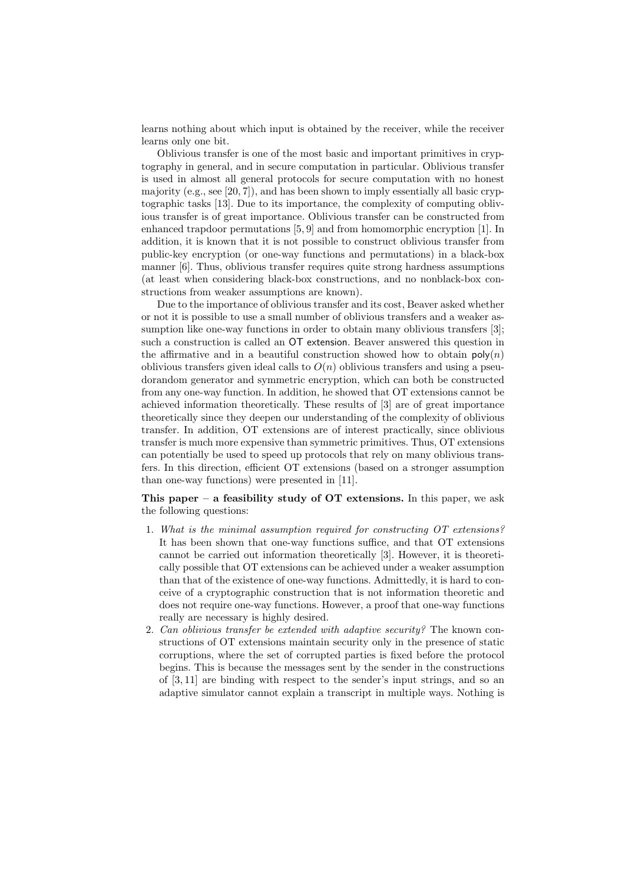learns nothing about which input is obtained by the receiver, while the receiver learns only one bit.

Oblivious transfer is one of the most basic and important primitives in cryptography in general, and in secure computation in particular. Oblivious transfer is used in almost all general protocols for secure computation with no honest majority (e.g., see [20, 7]), and has been shown to imply essentially all basic cryptographic tasks [13]. Due to its importance, the complexity of computing oblivious transfer is of great importance. Oblivious transfer can be constructed from enhanced trapdoor permutations [5, 9] and from homomorphic encryption [1]. In addition, it is known that it is not possible to construct oblivious transfer from public-key encryption (or one-way functions and permutations) in a black-box manner [6]. Thus, oblivious transfer requires quite strong hardness assumptions (at least when considering black-box constructions, and no nonblack-box constructions from weaker assumptions are known).

Due to the importance of oblivious transfer and its cost, Beaver asked whether or not it is possible to use a small number of oblivious transfers and a weaker assumption like one-way functions in order to obtain many oblivious transfers [3]; such a construction is called an OT extension. Beaver answered this question in the affirmative and in a beautiful construction showed how to obtain $\mathsf{poly}(n)$ oblivious transfers given ideal calls to $O(n)$ oblivious transfers and using a pseudorandom generator and symmetric encryption, which can both be constructed from any one-way function. In addition, he showed that OT extensions cannot be achieved information theoretically. These results of [3] are of great importance theoretically since they deepen our understanding of the complexity of oblivious transfer. In addition, OT extensions are of interest practically, since oblivious transfer is much more expensive than symmetric primitives. Thus, OT extensions can potentially be used to speed up protocols that rely on many oblivious transfers. In this direction, efficient OT extensions (based on a stronger assumption than one-way functions) were presented in [11].

**This paper – a feasibility study of OT extensions.** In this paper, we ask the following questions:

1. *What is the minimal assumption required for constructing OT extensions?* It has been shown that one-way functions suffice, and that OT extensions cannot be carried out information theoretically [3]. However, it is theoretically possible that OT extensions can be achieved under a weaker assumption than that of the existence of one-way functions. Admittedly, it is hard to conceive of a cryptographic construction that is not information theoretic and does not require one-way functions. However, a proof that one-way functions really are necessary is highly desired.
2. *Can oblivious transfer be extended with adaptive security?* The known constructions of OT extensions maintain security only in the presence of static corruptions, where the set of corrupted parties is fixed before the protocol begins. This is because the messages sent by the sender in the constructions of [3, 11] are binding with respect to the sender's input strings, and so an adaptive simulator cannot explain a transcript in multiple ways. Nothing is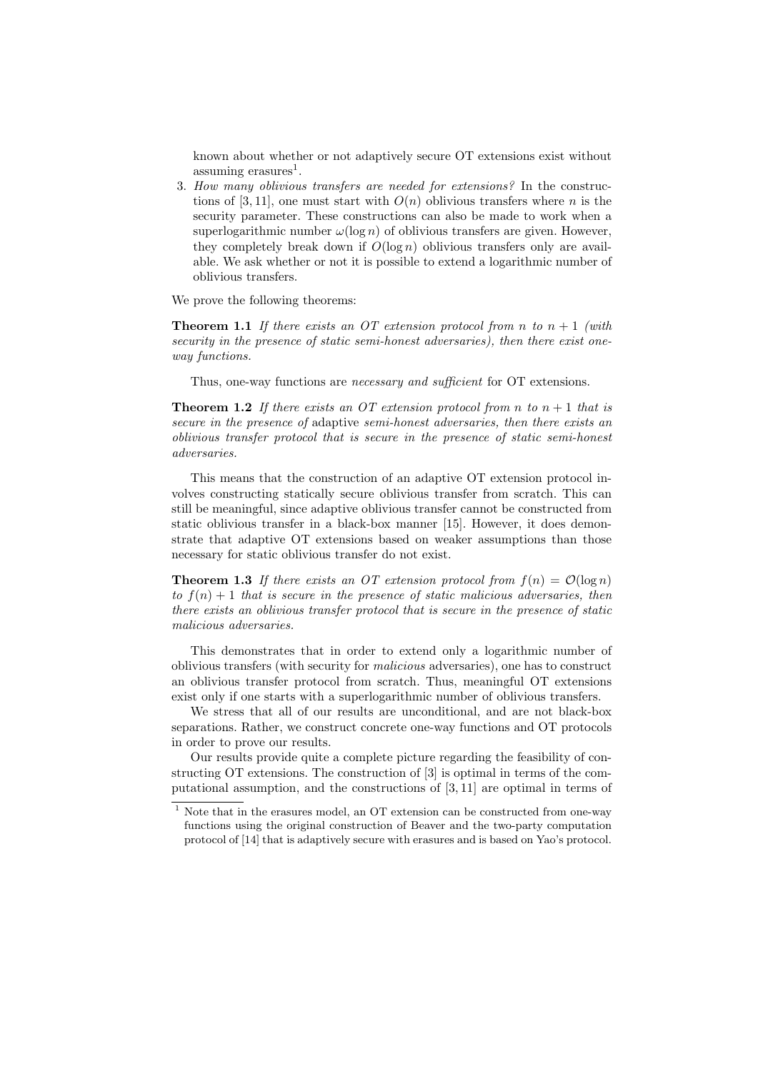known about whether or not adaptively secure OT extensions exist without assuming erasures[1].

3. *How many oblivious transfers are needed for extensions?* In the constructions of [3, 11], one must start with $O(n)$ oblivious transfers where $n$ is the security parameter. These constructions can also be made to work when a superlogarithmic number $\omega(\log n)$ of oblivious transfers are given. However, they completely break down if $O(\log n)$ oblivious transfers only are available. We ask whether or not it is possible to extend a logarithmic number of oblivious transfers.

We prove the following theorems:

**Theorem 1.1** *If there exists an OT extension protocol from $n$ to $n+1$ (with security in the presence of static semi-honest adversaries), then there exist one-way functions.*

Thus, one-way functions are *necessary and sufficient* for OT extensions.

**Theorem 1.2** *If there exists an OT extension protocol from $n$ to $n+1$ that is secure in the presence of* adaptive *semi-honest adversaries, then there exists an oblivious transfer protocol that is secure in the presence of static semi-honest adversaries.*

This means that the construction of an adaptive OT extension protocol involves constructing statically secure oblivious transfer from scratch. This can still be meaningful, since adaptive oblivious transfer cannot be constructed from static oblivious transfer in a black-box manner [15]. However, it does demonstrate that adaptive OT extensions based on weaker assumptions than those necessary for static oblivious transfer do not exist.

**Theorem 1.3** *If there exists an OT extension protocol from $f(n) = \mathcal{O}(\log n)$ to $f(n)+1$ that is secure in the presence of static malicious adversaries, then there exists an oblivious transfer protocol that is secure in the presence of static malicious adversaries.*

This demonstrates that in order to extend only a logarithmic number of oblivious transfers (with security for *malicious* adversaries), one has to construct an oblivious transfer protocol from scratch. Thus, meaningful OT extensions exist only if one starts with a superlogarithmic number of oblivious transfers.

We stress that all of our results are unconditional, and are not black-box separations. Rather, we construct concrete one-way functions and OT protocols in order to prove our results.

Our results provide quite a complete picture regarding the feasibility of constructing OT extensions. The construction of [3] is optimal in terms of the computational assumption, and the constructions of [3, 11] are optimal in terms of

[1] Note that in the erasures model, an OT extension can be constructed from one-way functions using the original construction of Beaver and the two-party computation protocol of [14] that is adaptively secure with erasures and is based on Yao's protocol.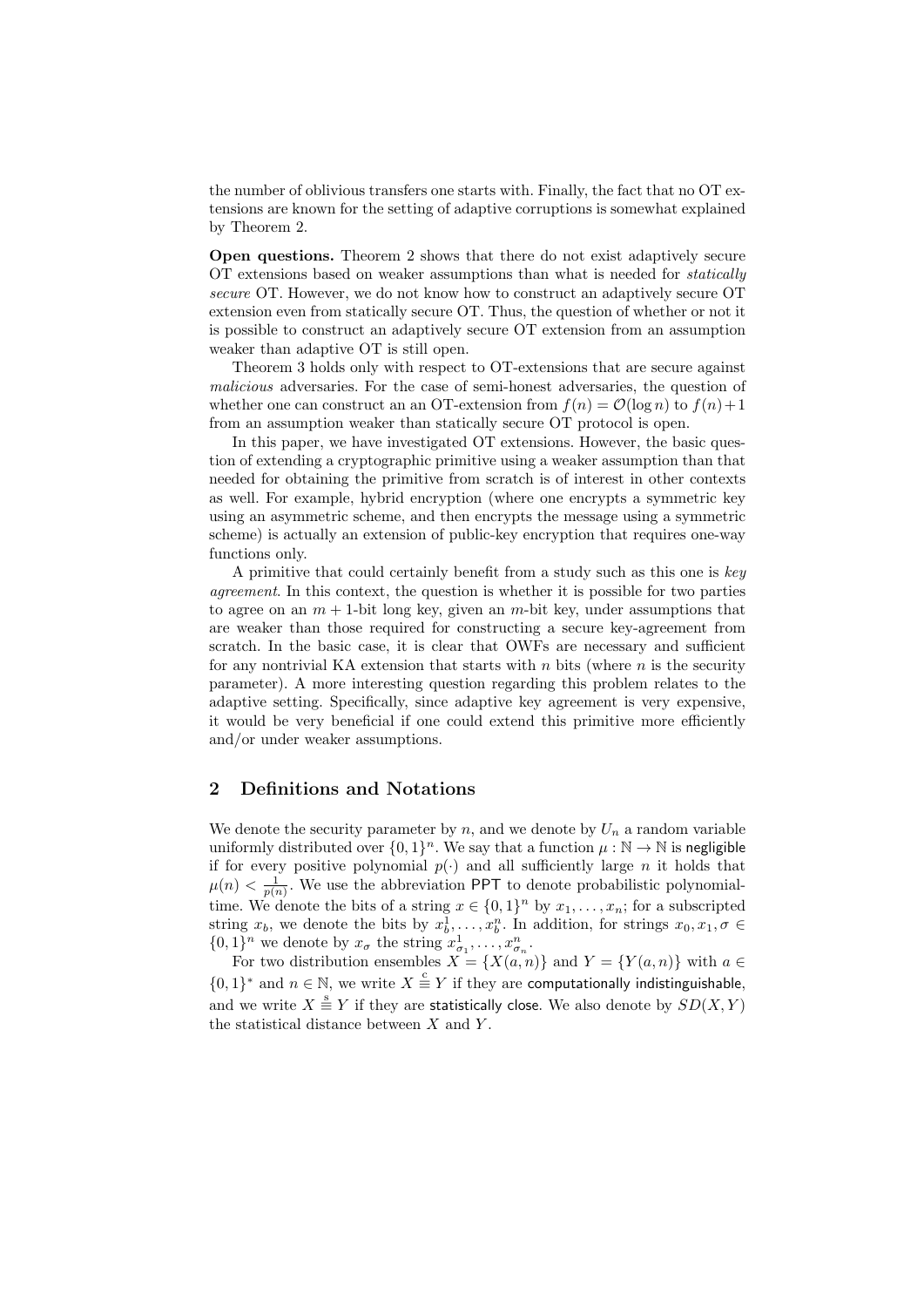the number of oblivious transfers one starts with. Finally, the fact that no OT extensions are known for the setting of adaptive corruptions is somewhat explained by Theorem 2.

**Open questions.** Theorem 2 shows that there do not exist adaptively secure OT extensions based on weaker assumptions than what is needed for *statically secure* OT. However, we do not know how to construct an adaptively secure OT extension even from statically secure OT. Thus, the question of whether or not it is possible to construct an adaptively secure OT extension from an assumption weaker than adaptive OT is still open.

Theorem 3 holds only with respect to OT-extensions that are secure against *malicious* adversaries. For the case of semi-honest adversaries, the question of whether one can construct an an OT-extension from $f(n) = \mathcal{O}(\log n)$ to $f(n)+1$ from an assumption weaker than statically secure OT protocol is open.

In this paper, we have investigated OT extensions. However, the basic question of extending a cryptographic primitive using a weaker assumption than that needed for obtaining the primitive from scratch is of interest in other contexts as well. For example, hybrid encryption (where one encrypts a symmetric key using an asymmetric scheme, and then encrypts the message using a symmetric scheme) is actually an extension of public-key encryption that requires one-way functions only.

A primitive that could certainly benefit from a study such as this one is *key agreement*. In this context, the question is whether it is possible for two parties to agree on an $m+1$-bit long key, given an $m$-bit key, under assumptions that are weaker than those required for constructing a secure key-agreement from scratch. In the basic case, it is clear that OWFs are necessary and sufficient for any nontrivial KA extension that starts with $n$ bits (where $n$ is the security parameter). A more interesting question regarding this problem relates to the adaptive setting. Specifically, since adaptive key agreement is very expensive, it would be very beneficial if one could extend this primitive more efficiently and/or under weaker assumptions.

## 2 Definitions and Notations

We denote the security parameter by $n$, and we denote by $U_n$ a random variable uniformly distributed over $\{0,1\}^n$. We say that a function $\mu : \mathbb{N} \to \mathbb{N}$ is negligible if for every positive polynomial $p(\cdot)$ and all sufficiently large $n$ it holds that $\mu(n) < \frac{1}{p(n)}$. We use the abbreviation PPT to denote probabilistic polynomial-time. We denote the bits of a string $x \in \{0,1\}^n$ by $x_1, \ldots, x_n$; for a subscripted string $x_b$, we denote the bits by $x_b^1, \ldots, x_b^n$. In addition, for strings $x_0, x_1, \sigma \in \{0,1\}^n$ we denote by $x_\sigma$ the string $x_{\sigma_1}^1, \ldots, x_{\sigma_n}^n$.

For two distribution ensembles $X = \{X(a,n)\}$ and $Y = \{Y(a,n)\}$ with $a \in \{0,1\}^*$ and $n \in \mathbb{N}$, we write $X \stackrel{c}{\equiv} Y$ if they are computationally indistinguishable, and we write $X \stackrel{s}{\equiv} Y$ if they are statistically close. We also denote by $SD(X,Y)$ the statistical distance between $X$ and $Y$.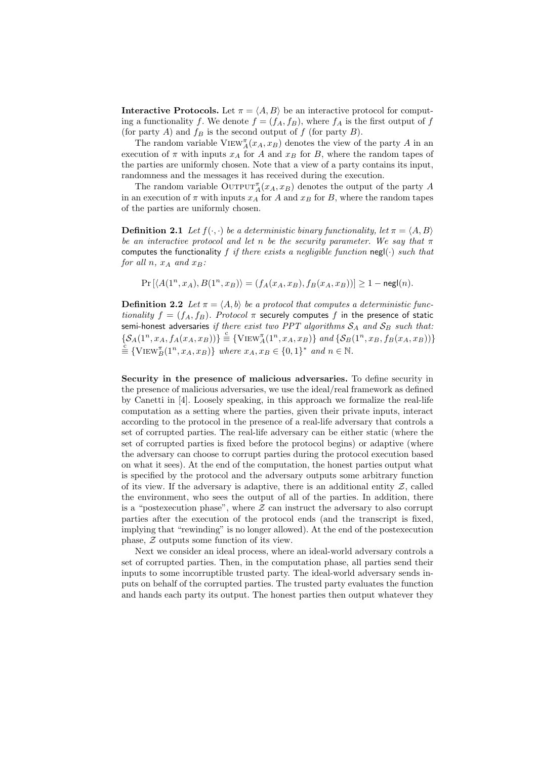**Interactive Protocols.** Let $\pi = \langle A, B \rangle$ be an interactive protocol for computing a functionality $f$. We denote $f = (f_A, f_B)$, where $f_A$ is the first output of $f$ (for party $A$) and $f_B$ is the second output of $f$ (for party $B$).

The random variable $\text{VIEW}^{\pi}_{A}(x_A, x_B)$ denotes the view of the party $A$ in an execution of $\pi$ with inputs $x_A$ for $A$ and $x_B$ for $B$, where the random tapes of the parties are uniformly chosen. Note that a view of a party contains its input, randomness and the messages it has received during the execution.

The random variable $\text{OUTPUT}^{\pi}_{A}(x_A, x_B)$ denotes the output of the party $A$ in an execution of $\pi$ with inputs $x_A$ for $A$ and $x_B$ for $B$, where the random tapes of the parties are uniformly chosen.

**Definition 2.1** *Let $f(\cdot, \cdot)$ be a deterministic binary functionality, let $\pi = \langle A, B \rangle$ be an interactive protocol and let $n$ be the security parameter. We say that $\pi$* computes the functionality $f$ *if there exists a negligible function $\mathsf{negl}(\cdot)$ such that for all $n$, $x_A$ and $x_B$:*

$$\Pr\left[\langle A(1^n, x_A), B(1^n, x_B)\rangle = (f_A(x_A, x_B), f_B(x_A, x_B))\right] \geq 1 - \mathsf{negl}(n).$$

**Definition 2.2** *Let $\pi = \langle A, b \rangle$ be a protocol that computes a deterministic functionality $f = (f_A, f_B)$. Protocol $\pi$* securely computes $f$ in the presence of static semi-honest adversaries *if there exist two PPT algorithms $\mathcal{S}_A$ and $\mathcal{S}_B$ such that: $\{\mathcal{S}_A(1^n, x_A, f_A(x_A, x_B))\} \stackrel{c}{\equiv} \{\text{VIEW}^{\pi}_{A}(1^n, x_A, x_B)\}$ and $\{\mathcal{S}_B(1^n, x_B, f_B(x_A, x_B))\} \stackrel{c}{\equiv} \{\text{VIEW}^{\pi}_{B}(1^n, x_A, x_B)\}$ where $x_A, x_B \in \{0,1\}^*$ and $n \in \mathbb{N}$.*

**Security in the presence of malicious adversaries.** To define security in the presence of malicious adversaries, we use the ideal/real framework as defined by Canetti in [4]. Loosely speaking, in this approach we formalize the real-life computation as a setting where the parties, given their private inputs, interact according to the protocol in the presence of a real-life adversary that controls a set of corrupted parties. The real-life adversary can be either static (where the set of corrupted parties is fixed before the protocol begins) or adaptive (where the adversary can choose to corrupt parties during the protocol execution based on what it sees). At the end of the computation, the honest parties output what is specified by the protocol and the adversary outputs some arbitrary function of its view. If the adversary is adaptive, there is an additional entity $\mathcal{Z}$, called the environment, who sees the output of all of the parties. In addition, there is a "postexecution phase", where $\mathcal{Z}$ can instruct the adversary to also corrupt parties after the execution of the protocol ends (and the transcript is fixed, implying that "rewinding" is no longer allowed). At the end of the postexecution phase, $\mathcal{Z}$ outputs some function of its view.

Next we consider an ideal process, where an ideal-world adversary controls a set of corrupted parties. Then, in the computation phase, all parties send their inputs to some incorruptible trusted party. The ideal-world adversary sends inputs on behalf of the corrupted parties. The trusted party evaluates the function and hands each party its output. The honest parties then output whatever they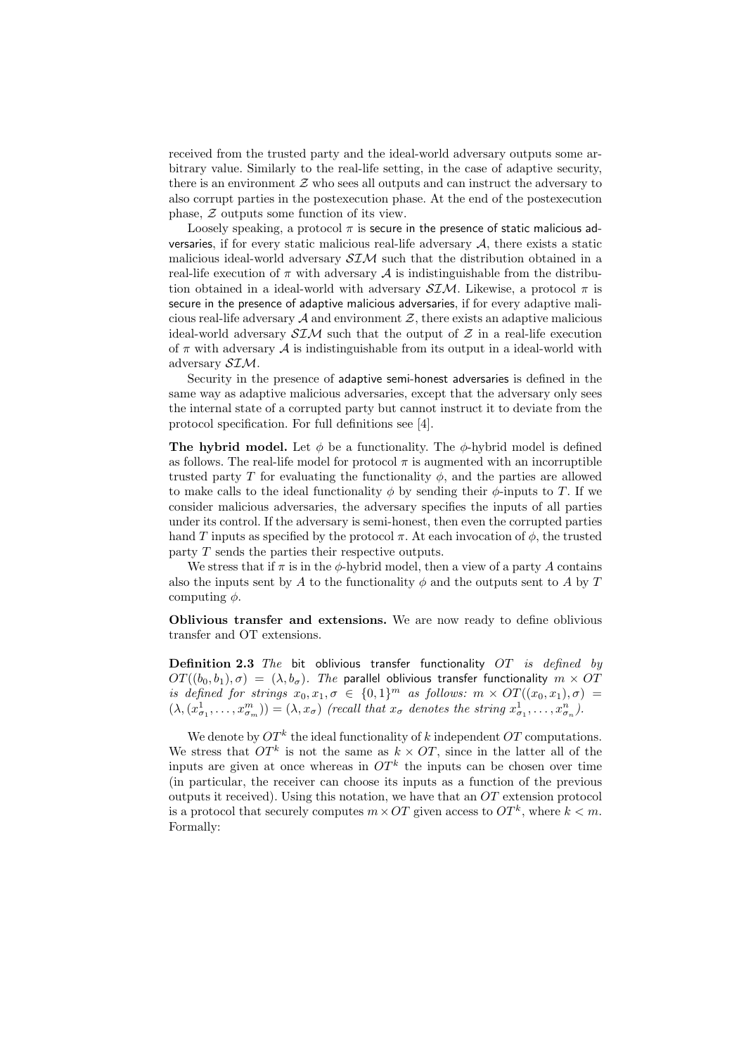received from the trusted party and the ideal-world adversary outputs some arbitrary value. Similarly to the real-life setting, in the case of adaptive security, there is an environment $\mathcal{Z}$ who sees all outputs and can instruct the adversary to also corrupt parties in the postexecution phase. At the end of the postexecution phase, $\mathcal{Z}$ outputs some function of its view.

Loosely speaking, a protocol $\pi$ is secure in the presence of static malicious adversaries, if for every static malicious real-life adversary $\mathcal{A}$, there exists a static malicious ideal-world adversary $\mathcal{SIM}$ such that the distribution obtained in a real-life execution of $\pi$ with adversary $\mathcal{A}$ is indistinguishable from the distribution obtained in a ideal-world with adversary $\mathcal{SIM}$. Likewise, a protocol $\pi$ is secure in the presence of adaptive malicious adversaries, if for every adaptive malicious real-life adversary $\mathcal{A}$ and environment $\mathcal{Z}$, there exists an adaptive malicious ideal-world adversary $\mathcal{SIM}$ such that the output of $\mathcal{Z}$ in a real-life execution of $\pi$ with adversary $\mathcal{A}$ is indistinguishable from its output in a ideal-world with adversary $\mathcal{SIM}$.

Security in the presence of adaptive semi-honest adversaries is defined in the same way as adaptive malicious adversaries, except that the adversary only sees the internal state of a corrupted party but cannot instruct it to deviate from the protocol specification. For full definitions see [4].

**The hybrid model.** Let $\phi$ be a functionality. The $\phi$-hybrid model is defined as follows. The real-life model for protocol $\pi$ is augmented with an incorruptible trusted party $T$ for evaluating the functionality $\phi$, and the parties are allowed to make calls to the ideal functionality $\phi$ by sending their $\phi$-inputs to $T$. If we consider malicious adversaries, the adversary specifies the inputs of all parties under its control. If the adversary is semi-honest, then even the corrupted parties hand $T$ inputs as specified by the protocol $\pi$. At each invocation of $\phi$, the trusted party $T$ sends the parties their respective outputs.

We stress that if $\pi$ is in the $\phi$-hybrid model, then a view of a party $A$ contains also the inputs sent by $A$ to the functionality $\phi$ and the outputs sent to $A$ by $T$ computing $\phi$.

**Oblivious transfer and extensions.** We are now ready to define oblivious transfer and OT extensions.

**Definition 2.3** *The* bit oblivious transfer functionality $OT$ *is defined by* $OT((b_0, b_1), \sigma) = (\lambda, b_\sigma)$. *The* parallel oblivious transfer functionality $m \times OT$ *is defined for strings* $x_0, x_1, \sigma \in \{0,1\}^m$ *as follows:* $m \times OT((x_0, x_1), \sigma) = (\lambda, (x^1_{\sigma_1}, \ldots, x^m_{\sigma_m})) = (\lambda, x_\sigma)$ *(recall that* $x_\sigma$ *denotes the string* $x^1_{\sigma_1}, \ldots, x^n_{\sigma_n}$*).*

We denote by $OT^k$ the ideal functionality of $k$ independent $OT$ computations. We stress that $OT^k$ is not the same as $k \times OT$, since in the latter all of the inputs are given at once whereas in $OT^k$ the inputs can be chosen over time (in particular, the receiver can choose its inputs as a function of the previous outputs it received). Using this notation, we have that an $OT$ extension protocol is a protocol that securely computes $m \times OT$ given access to $OT^k$, where $k < m$. Formally: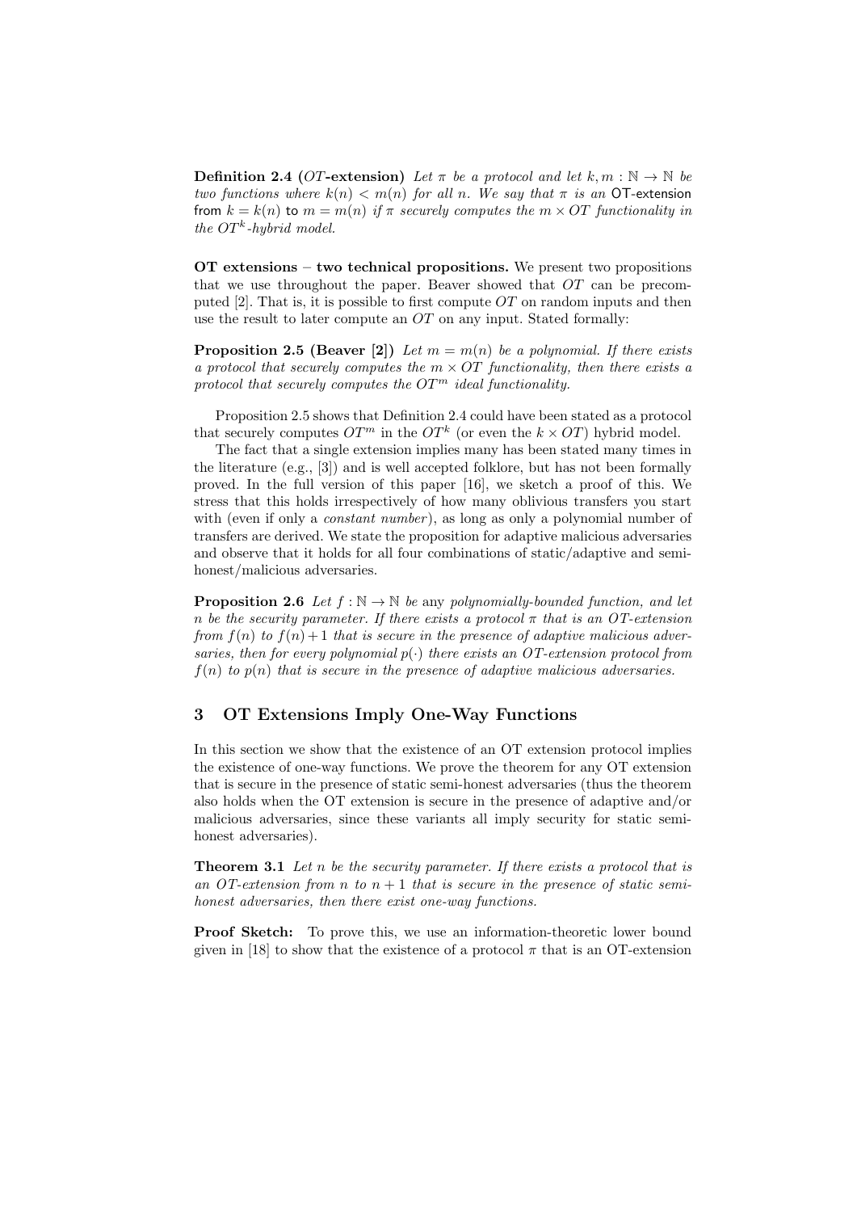**Definition 2.4 ($OT$-extension)** *Let $\pi$ be a protocol and let $k, m : \mathbb{N} \rightarrow \mathbb{N}$ be two functions where $k(n) < m(n)$ for all $n$. We say that $\pi$ is an* OT-extension from $k = k(n)$ to $m = m(n)$ *if $\pi$ securely computes the $m \times OT$ functionality in the $OT^k$-hybrid model.*

**OT extensions – two technical propositions.** We present two propositions that we use throughout the paper. Beaver showed that $OT$ can be precomputed [2]. That is, it is possible to first compute $OT$ on random inputs and then use the result to later compute an $OT$ on any input. Stated formally:

**Proposition 2.5 (Beaver [2])** *Let $m = m(n)$ be a polynomial. If there exists a protocol that securely computes the $m \times OT$ functionality, then there exists a protocol that securely computes the $OT^m$ ideal functionality.*

Proposition 2.5 shows that Definition 2.4 could have been stated as a protocol that securely computes $OT^m$ in the $OT^k$ (or even the $k \times OT$) hybrid model.

The fact that a single extension implies many has been stated many times in the literature (e.g., [3]) and is well accepted folklore, but has not been formally proved. In the full version of this paper [16], we sketch a proof of this. We stress that this holds irrespectively of how many oblivious transfers you start with (even if only a *constant number*), as long as only a polynomial number of transfers are derived. We state the proposition for adaptive malicious adversaries and observe that it holds for all four combinations of static/adaptive and semi-honest/malicious adversaries.

**Proposition 2.6** *Let $f : \mathbb{N} \rightarrow \mathbb{N}$ be* any *polynomially-bounded function, and let $n$ be the security parameter. If there exists a protocol $\pi$ that is an OT-extension from $f(n)$ to $f(n)+1$ that is secure in the presence of adaptive malicious adversaries, then for every polynomial $p(\cdot)$ there exists an OT-extension protocol from $f(n)$ to $p(n)$ that is secure in the presence of adaptive malicious adversaries.*

## 3 OT Extensions Imply One-Way Functions

In this section we show that the existence of an OT extension protocol implies the existence of one-way functions. We prove the theorem for any OT extension that is secure in the presence of static semi-honest adversaries (thus the theorem also holds when the OT extension is secure in the presence of adaptive and/or malicious adversaries, since these variants all imply security for static semi-honest adversaries).

**Theorem 3.1** *Let $n$ be the security parameter. If there exists a protocol that is an OT-extension from $n$ to $n+1$ that is secure in the presence of static semi-honest adversaries, then there exist one-way functions.*

**Proof Sketch:** To prove this, we use an information-theoretic lower bound given in [18] to show that the existence of a protocol $\pi$ that is an OT-extension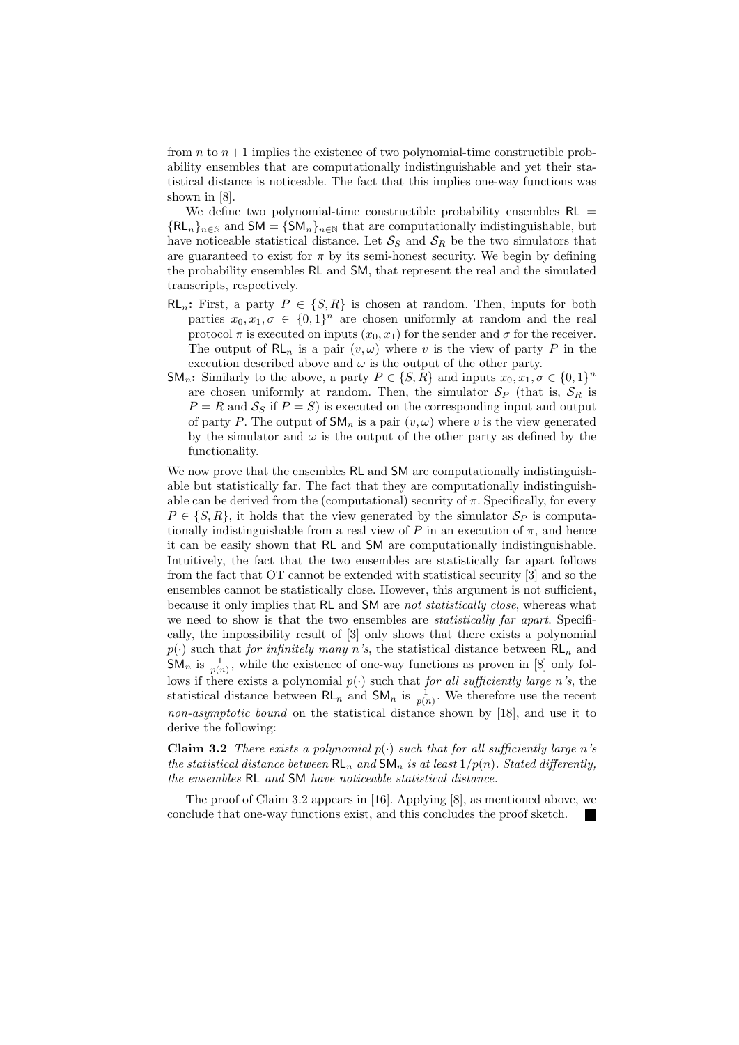from $n$ to $n+1$ implies the existence of two polynomial-time constructible probability ensembles that are computationally indistinguishable and yet their statistical distance is noticeable. The fact that this implies one-way functions was shown in [8].

We define two polynomial-time constructible probability ensembles $\mathsf{RL} = \{\mathsf{RL}_n\}_{n\in\mathbb{N}}$ and $\mathsf{SM} = \{\mathsf{SM}_n\}_{n\in\mathbb{N}}$ that are computationally indistinguishable, but have noticeable statistical distance. Let $\mathcal{S}_S$ and $\mathcal{S}_R$ be the two simulators that are guaranteed to exist for $\pi$ by its semi-honest security. We begin by defining the probability ensembles $\mathsf{RL}$ and $\mathsf{SM}$, that represent the real and the simulated transcripts, respectively.

- **$\mathsf{RL}_n$:** First, a party $P \in \{S, R\}$ is chosen at random. Then, inputs for both parties $x_0, x_1, \sigma \in \{0,1\}^n$ are chosen uniformly at random and the real protocol $\pi$ is executed on inputs $(x_0, x_1)$ for the sender and $\sigma$ for the receiver. The output of $\mathsf{RL}_n$ is a pair $(v, \omega)$ where $v$ is the view of party $P$ in the execution described above and $\omega$ is the output of the other party.
- **$\mathsf{SM}_n$:** Similarly to the above, a party $P \in \{S, R\}$ and inputs $x_0, x_1, \sigma \in \{0,1\}^n$ are chosen uniformly at random. Then, the simulator $\mathcal{S}_P$ (that is, $\mathcal{S}_R$ is $P = R$ and $\mathcal{S}_S$ if $P = S$) is executed on the corresponding input and output of party $P$. The output of $\mathsf{SM}_n$ is a pair $(v, \omega)$ where $v$ is the view generated by the simulator and $\omega$ is the output of the other party as defined by the functionality.

We now prove that the ensembles $\mathsf{RL}$ and $\mathsf{SM}$ are computationally indistinguishable but statistically far. The fact that they are computationally indistinguishable can be derived from the (computational) security of $\pi$. Specifically, for every $P \in \{S, R\}$, it holds that the view generated by the simulator $\mathcal{S}_P$ is computationally indistinguishable from a real view of $P$ in an execution of $\pi$, and hence it can be easily shown that $\mathsf{RL}$ and $\mathsf{SM}$ are computationally indistinguishable. Intuitively, the fact that the two ensembles are statistically far apart follows from the fact that OT cannot be extended with statistical security [3] and so the ensembles cannot be statistically close. However, this argument is not sufficient, because it only implies that $\mathsf{RL}$ and $\mathsf{SM}$ are *not statistically close*, whereas what we need to show is that the two ensembles are *statistically far apart*. Specifically, the impossibility result of [3] only shows that there exists a polynomial $p(\cdot)$ such that *for infinitely many n's*, the statistical distance between $\mathsf{RL}_n$ and $\mathsf{SM}_n$ is $\frac{1}{p(n)}$, while the existence of one-way functions as proven in [8] only follows if there exists a polynomial $p(\cdot)$ such that *for all sufficiently large n's*, the statistical distance between $\mathsf{RL}_n$ and $\mathsf{SM}_n$ is $\frac{1}{p(n)}$. We therefore use the recent *non-asymptotic bound* on the statistical distance shown by [18], and use it to derive the following:

**Claim 3.2** *There exists a polynomial $p(\cdot)$ such that for all sufficiently large n's the statistical distance between $\mathsf{RL}_n$ and $\mathsf{SM}_n$ is at least $1/p(n)$. Stated differently, the ensembles $\mathsf{RL}$ and $\mathsf{SM}$ have noticeable statistical distance.*

The proof of Claim 3.2 appears in [16]. Applying [8], as mentioned above, we conclude that one-way functions exist, and this concludes the proof sketch. ■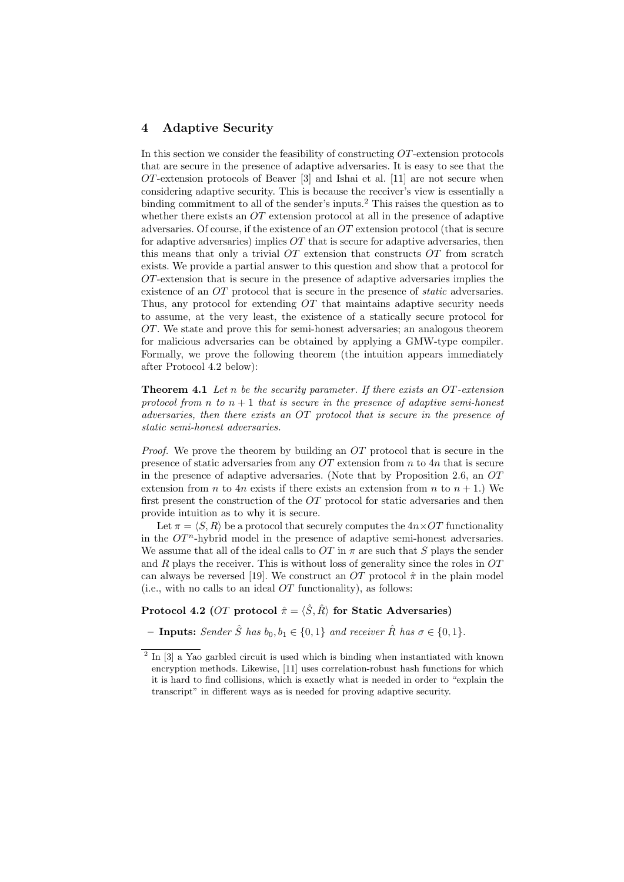## 4 Adaptive Security

In this section we consider the feasibility of constructing $OT$-extension protocols that are secure in the presence of adaptive adversaries. It is easy to see that the $OT$-extension protocols of Beaver [3] and Ishai et al. [11] are not secure when considering adaptive security. This is because the receiver's view is essentially a binding commitment to all of the sender's inputs.[2] This raises the question as to whether there exists an $OT$ extension protocol at all in the presence of adaptive adversaries. Of course, if the existence of an $OT$ extension protocol (that is secure for adaptive adversaries) implies $OT$ that is secure for adaptive adversaries, then this means that only a trivial $OT$ extension that constructs $OT$ from scratch exists. We provide a partial answer to this question and show that a protocol for $OT$-extension that is secure in the presence of adaptive adversaries implies the existence of an $OT$ protocol that is secure in the presence of *static* adversaries. Thus, any protocol for extending $OT$ that maintains adaptive security needs to assume, at the very least, the existence of a statically secure protocol for $OT$. We state and prove this for semi-honest adversaries; an analogous theorem for malicious adversaries can be obtained by applying a GMW-type compiler. Formally, we prove the following theorem (the intuition appears immediately after Protocol 4.2 below):

**Theorem 4.1** *Let $n$ be the security parameter. If there exists an $OT$-extension protocol from $n$ to $n+1$ that is secure in the presence of adaptive semi-honest adversaries, then there exists an $OT$ protocol that is secure in the presence of static semi-honest adversaries.*

*Proof.* We prove the theorem by building an $OT$ protocol that is secure in the presence of static adversaries from any $OT$ extension from $n$ to $4n$ that is secure in the presence of adaptive adversaries. (Note that by Proposition 2.6, an $OT$ extension from $n$ to $4n$ exists if there exists an extension from $n$ to $n+1$.) We first present the construction of the $OT$ protocol for static adversaries and then provide intuition as to why it is secure.

Let $\pi = \langle S, R \rangle$ be a protocol that securely computes the $4n \times OT$ functionality in the $OT^n$-hybrid model in the presence of adaptive semi-honest adversaries. We assume that all of the ideal calls to $OT$ in $\pi$ are such that $S$ plays the sender and $R$ plays the receiver. This is without loss of generality since the roles in $OT$ can always be reversed [19]. We construct an $OT$ protocol $\hat{\pi}$ in the plain model (i.e., with no calls to an ideal $OT$ functionality), as follows:

**Protocol 4.2** (**$OT$ protocol $\hat{\pi} = \langle \hat{S}, \hat{R} \rangle$ for Static Adversaries**)

– **Inputs:** *Sender $\hat{S}$ has $b_0, b_1 \in \{0,1\}$ and receiver $\hat{R}$ has $\sigma \in \{0,1\}$.*

---

[2] In [3] a Yao garbled circuit is used which is binding when instantiated with known encryption methods. Likewise, [11] uses correlation-robust hash functions for which it is hard to find collisions, which is exactly what is needed in order to "explain the transcript" in different ways as is needed for proving adaptive security.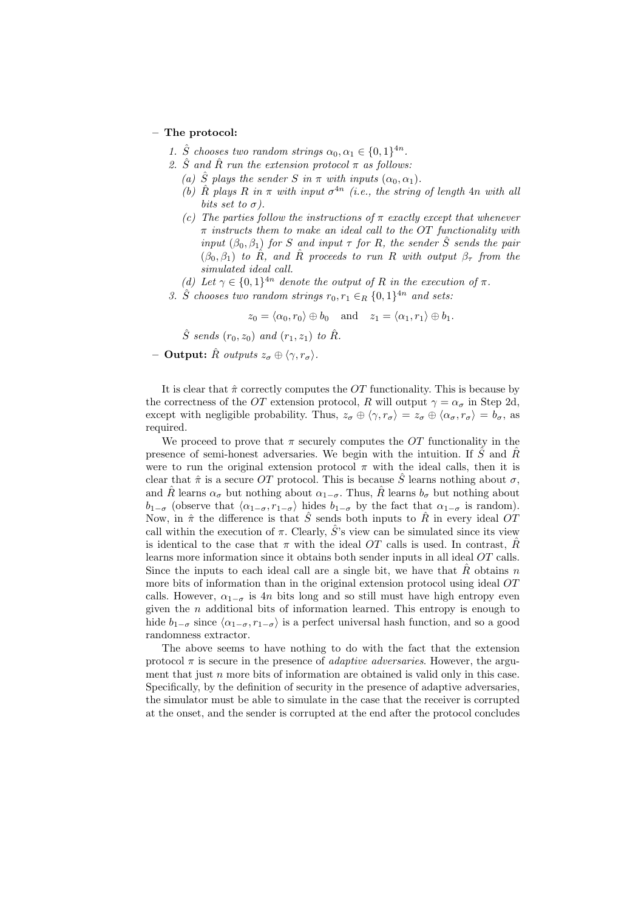– **The protocol:**

1. *$\hat{S}$ chooses two random strings $\alpha_0, \alpha_1 \in \{0,1\}^{4n}$.*
2. *$\hat{S}$ and $\hat{R}$ run the extension protocol $\pi$ as follows:*
   (a) *$\hat{S}$ plays the sender $S$ in $\pi$ with inputs $(\alpha_0, \alpha_1)$.*
   (b) *$\hat{R}$ plays $R$ in $\pi$ with input $\sigma^{4n}$ (i.e., the string of length $4n$ with all bits set to $\sigma$).*
   (c) *The parties follow the instructions of $\pi$ exactly except that whenever $\pi$ instructs them to make an ideal call to the $OT$ functionality with input $(\beta_0, \beta_1)$ for $S$ and input $\tau$ for $R$, the sender $\hat{S}$ sends the pair $(\beta_0, \beta_1)$ to $\hat{R}$, and $\hat{R}$ proceeds to run $R$ with output $\beta_\tau$ from the simulated ideal call.*
   (d) *Let $\gamma \in \{0,1\}^{4n}$ denote the output of $R$ in the execution of $\pi$.*
3. *$\hat{S}$ chooses two random strings $r_0, r_1 \in_R \{0,1\}^{4n}$ and sets:*

$$z_0 = \langle \alpha_0, r_0 \rangle \oplus b_0 \quad \text{and} \quad z_1 = \langle \alpha_1, r_1 \rangle \oplus b_1.$$

*$\hat{S}$ sends $(r_0, z_0)$ and $(r_1, z_1)$ to $\hat{R}$.*

– **Output:** *$\hat{R}$ outputs $z_\sigma \oplus \langle \gamma, r_\sigma \rangle$.*

It is clear that $\hat{\pi}$ correctly computes the $OT$ functionality. This is because by the correctness of the $OT$ extension protocol, $R$ will output $\gamma = \alpha_\sigma$ in Step 2d, except with negligible probability. Thus, $z_\sigma \oplus \langle \gamma, r_\sigma \rangle = z_\sigma \oplus \langle \alpha_\sigma, r_\sigma \rangle = b_\sigma$, as required.

We proceed to prove that $\pi$ securely computes the $OT$ functionality in the presence of semi-honest adversaries. We begin with the intuition. If $\hat{S}$ and $\hat{R}$ were to run the original extension protocol $\pi$ with the ideal calls, then it is clear that $\hat{\pi}$ is a secure $OT$ protocol. This is because $\hat{S}$ learns nothing about $\sigma$, and $\hat{R}$ learns $\alpha_\sigma$ but nothing about $\alpha_{1-\sigma}$. Thus, $\hat{R}$ learns $b_\sigma$ but nothing about $b_{1-\sigma}$ (observe that $\langle \alpha_{1-\sigma}, r_{1-\sigma} \rangle$ hides $b_{1-\sigma}$ by the fact that $\alpha_{1-\sigma}$ is random). Now, in $\hat{\pi}$ the difference is that $\hat{S}$ sends both inputs to $\hat{R}$ in every ideal $OT$ call within the execution of $\pi$. Clearly, $\hat{S}$'s view can be simulated since its view is identical to the case that $\pi$ with the ideal $OT$ calls is used. In contrast, $\hat{R}$ learns more information since it obtains both sender inputs in all ideal $OT$ calls. Since the inputs to each ideal call are a single bit, we have that $\hat{R}$ obtains $n$ more bits of information than in the original extension protocol using ideal $OT$ calls. However, $\alpha_{1-\sigma}$ is $4n$ bits long and so still must have high entropy even given the $n$ additional bits of information learned. This entropy is enough to hide $b_{1-\sigma}$ since $\langle \alpha_{1-\sigma}, r_{1-\sigma} \rangle$ is a perfect universal hash function, and so a good randomness extractor.

The above seems to have nothing to do with the fact that the extension protocol $\pi$ is secure in the presence of *adaptive adversaries*. However, the argument that just $n$ more bits of information are obtained is valid only in this case. Specifically, by the definition of security in the presence of adaptive adversaries, the simulator must be able to simulate in the case that the receiver is corrupted at the onset, and the sender is corrupted at the end after the protocol concludes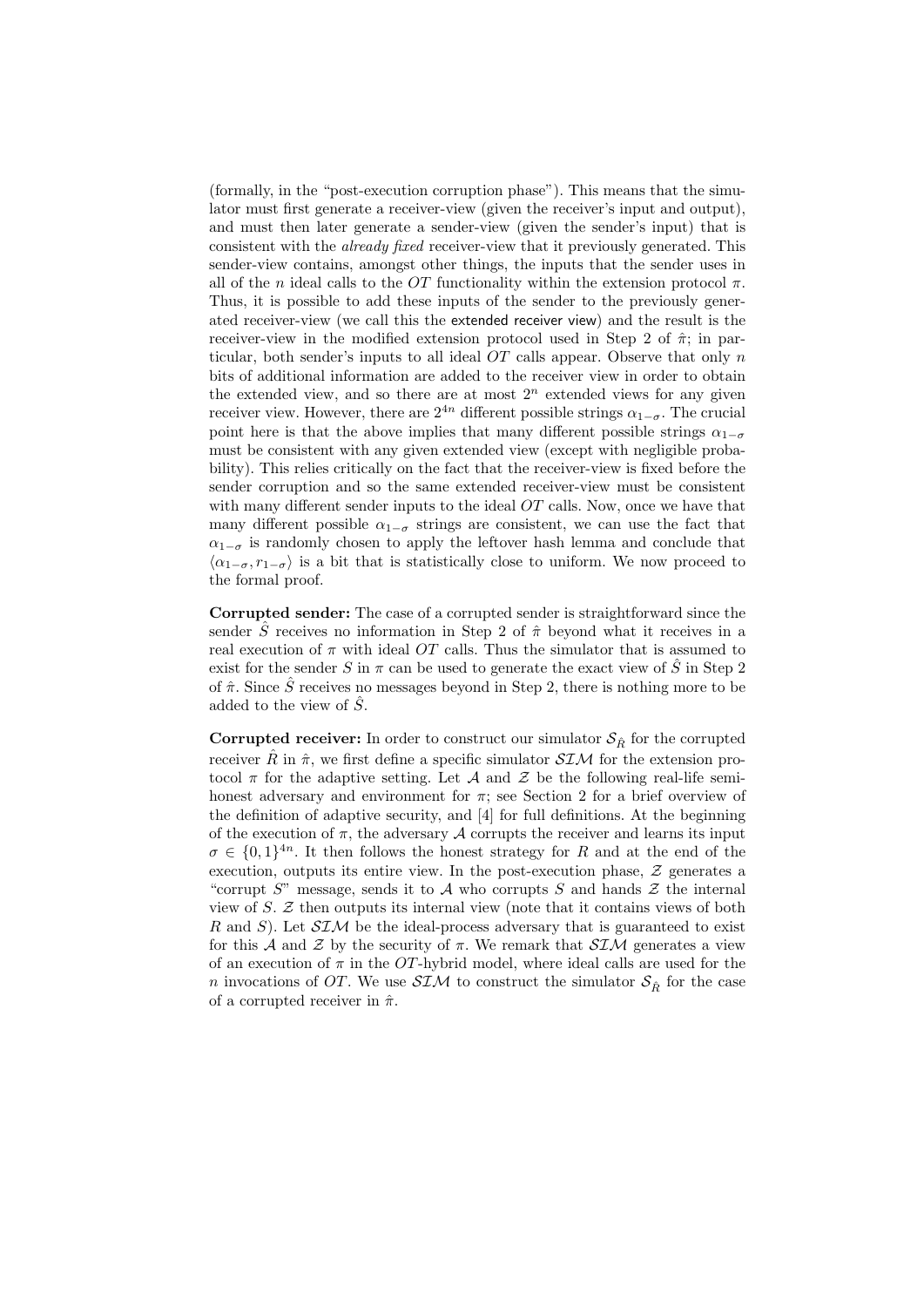(formally, in the "post-execution corruption phase"). This means that the simulator must first generate a receiver-view (given the receiver's input and output), and must then later generate a sender-view (given the sender's input) that is consistent with the *already fixed* receiver-view that it previously generated. This sender-view contains, amongst other things, the inputs that the sender uses in all of the $n$ ideal calls to the $OT$ functionality within the extension protocol $\pi$. Thus, it is possible to add these inputs of the sender to the previously generated receiver-view (we call this the extended receiver view) and the result is the receiver-view in the modified extension protocol used in Step 2 of $\hat{\pi}$; in particular, both sender's inputs to all ideal $OT$ calls appear. Observe that only $n$ bits of additional information are added to the receiver view in order to obtain the extended view, and so there are at most $2^n$ extended views for any given receiver view. However, there are $2^{4n}$ different possible strings $\alpha_{1-\sigma}$. The crucial point here is that the above implies that many different possible strings $\alpha_{1-\sigma}$ must be consistent with any given extended view (except with negligible probability). This relies critically on the fact that the receiver-view is fixed before the sender corruption and so the same extended receiver-view must be consistent with many different sender inputs to the ideal $OT$ calls. Now, once we have that many different possible $\alpha_{1-\sigma}$ strings are consistent, we can use the fact that $\alpha_{1-\sigma}$ is randomly chosen to apply the leftover hash lemma and conclude that $\langle \alpha_{1-\sigma}, r_{1-\sigma} \rangle$ is a bit that is statistically close to uniform. We now proceed to the formal proof.

**Corrupted sender:** The case of a corrupted sender is straightforward since the sender $\hat{S}$ receives no information in Step 2 of $\hat{\pi}$ beyond what it receives in a real execution of $\pi$ with ideal $OT$ calls. Thus the simulator that is assumed to exist for the sender $S$ in $\pi$ can be used to generate the exact view of $\hat{S}$ in Step 2 of $\hat{\pi}$. Since $\hat{S}$ receives no messages beyond in Step 2, there is nothing more to be added to the view of $\hat{S}$.

**Corrupted receiver:** In order to construct our simulator $\mathcal{S}_{\hat{R}}$ for the corrupted receiver $\hat{R}$ in $\hat{\pi}$, we first define a specific simulator $\mathcal{SIM}$ for the extension protocol $\pi$ for the adaptive setting. Let $\mathcal{A}$ and $\mathcal{Z}$ be the following real-life semi-honest adversary and environment for $\pi$; see Section 2 for a brief overview of the definition of adaptive security, and [4] for full definitions. At the beginning of the execution of $\pi$, the adversary $\mathcal{A}$ corrupts the receiver and learns its input $\sigma \in \{0,1\}^{4n}$. It then follows the honest strategy for $R$ and at the end of the execution, outputs its entire view. In the post-execution phase, $\mathcal{Z}$ generates a "corrupt $S$" message, sends it to $\mathcal{A}$ who corrupts $S$ and hands $\mathcal{Z}$ the internal view of $S$. $\mathcal{Z}$ then outputs its internal view (note that it contains views of both $R$ and $S$). Let $\mathcal{SIM}$ be the ideal-process adversary that is guaranteed to exist for this $\mathcal{A}$ and $\mathcal{Z}$ by the security of $\pi$. We remark that $\mathcal{SIM}$ generates a view of an execution of $\pi$ in the $OT$-hybrid model, where ideal calls are used for the $n$ invocations of $OT$. We use $\mathcal{SIM}$ to construct the simulator $\mathcal{S}_{\hat{R}}$ for the case of a corrupted receiver in $\hat{\pi}$.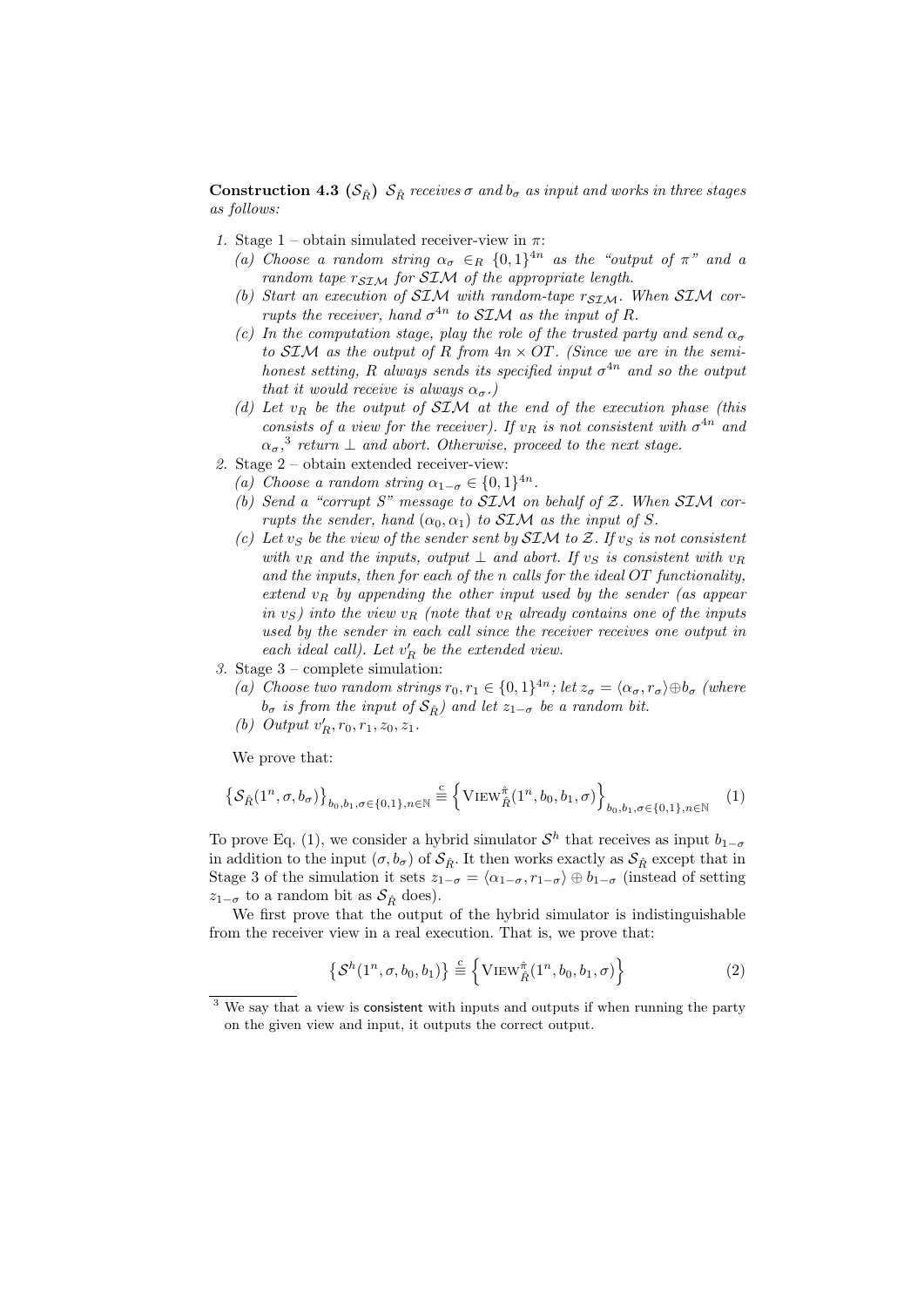**Construction 4.3** ($\mathcal{S}_{\hat{R}}$) *$\mathcal{S}_{\hat{R}}$ receives $\sigma$ and $b_\sigma$ as input and works in three stages as follows:*

1. Stage 1 – obtain simulated receiver-view in $\pi$:
   (a) *Choose a random string $\alpha_\sigma \in_R \{0,1\}^{4n}$ as the "output of $\pi$" and a random tape $r_{\mathcal{SIM}}$ for $\mathcal{SIM}$ of the appropriate length.*
   (b) *Start an execution of $\mathcal{SIM}$ with random-tape $r_{\mathcal{SIM}}$. When $\mathcal{SIM}$ corrupts the receiver, hand $\sigma^{4n}$ to $\mathcal{SIM}$ as the input of $R$.*
   (c) *In the computation stage, play the role of the trusted party and send $\alpha_\sigma$ to $\mathcal{SIM}$ as the output of $R$ from $4n \times OT$. (Since we are in the semi-honest setting, $R$ always sends its specified input $\sigma^{4n}$ and so the output that it would receive is always $\alpha_\sigma$.)*
   (d) *Let $v_R$ be the output of $\mathcal{SIM}$ at the end of the execution phase (this consists of a view for the receiver). If $v_R$ is not consistent with $\sigma^{4n}$ and $\alpha_\sigma$,[3] return $\perp$ and abort. Otherwise, proceed to the next stage.*
2. Stage 2 – obtain extended receiver-view:
   (a) *Choose a random string $\alpha_{1-\sigma} \in \{0,1\}^{4n}$.*
   (b) *Send a "corrupt S" message to $\mathcal{SIM}$ on behalf of $\mathcal{Z}$. When $\mathcal{SIM}$ corrupts the sender, hand $(\alpha_0, \alpha_1)$ to $\mathcal{SIM}$ as the input of $S$.*
   (c) *Let $v_S$ be the view of the sender sent by $\mathcal{SIM}$ to $\mathcal{Z}$. If $v_S$ is not consistent with $v_R$ and the inputs, output $\perp$ and abort. If $v_S$ is consistent with $v_R$ and the inputs, then for each of the $n$ calls for the ideal OT functionality, extend $v_R$ by appending the other input used by the sender (as appear in $v_S$) into the view $v_R$ (note that $v_R$ already contains one of the inputs used by the sender in each call since the receiver receives one output in each ideal call). Let $v'_R$ be the extended view.*
3. Stage 3 – complete simulation:
   (a) *Choose two random strings $r_0, r_1 \in \{0,1\}^{4n}$; let $z_\sigma = \langle \alpha_\sigma, r_\sigma \rangle \oplus b_\sigma$ (where $b_\sigma$ is from the input of $\mathcal{S}_{\hat{R}}$) and let $z_{1-\sigma}$ be a random bit.*
   (b) *Output $v'_R, r_0, r_1, z_0, z_1$.*

We prove that:

$$\left\{\mathcal{S}_{\hat{R}}(1^n, \sigma, b_\sigma)\right\}_{b_0,b_1,\sigma\in\{0,1\},n\in\mathbb{N}} \stackrel{c}{\equiv} \left\{\text{VIEW}^{\hat{\pi}}_{\hat{R}}(1^n, b_0, b_1, \sigma)\right\}_{b_0,b_1,\sigma\in\{0,1\},n\in\mathbb{N}} \quad (1)$$

To prove Eq. (1), we consider a hybrid simulator $\mathcal{S}^h$ that receives as input $b_{1-\sigma}$ in addition to the input $(\sigma, b_\sigma)$ of $\mathcal{S}_{\hat{R}}$. It then works exactly as $\mathcal{S}_{\hat{R}}$ except that in Stage 3 of the simulation it sets $z_{1-\sigma} = \langle \alpha_{1-\sigma}, r_{1-\sigma} \rangle \oplus b_{1-\sigma}$ (instead of setting $z_{1-\sigma}$ to a random bit as $\mathcal{S}_{\hat{R}}$ does).

We first prove that the output of the hybrid simulator is indistinguishable from the receiver view in a real execution. That is, we prove that:

$$\left\{\mathcal{S}^h(1^n, \sigma, b_0, b_1)\right\} \stackrel{c}{\equiv} \left\{\text{VIEW}^{\hat{\pi}}_{\hat{R}}(1^n, b_0, b_1, \sigma)\right\} \quad (2)$$

[3] We say that a view is consistent with inputs and outputs if when running the party on the given view and input, it outputs the correct output.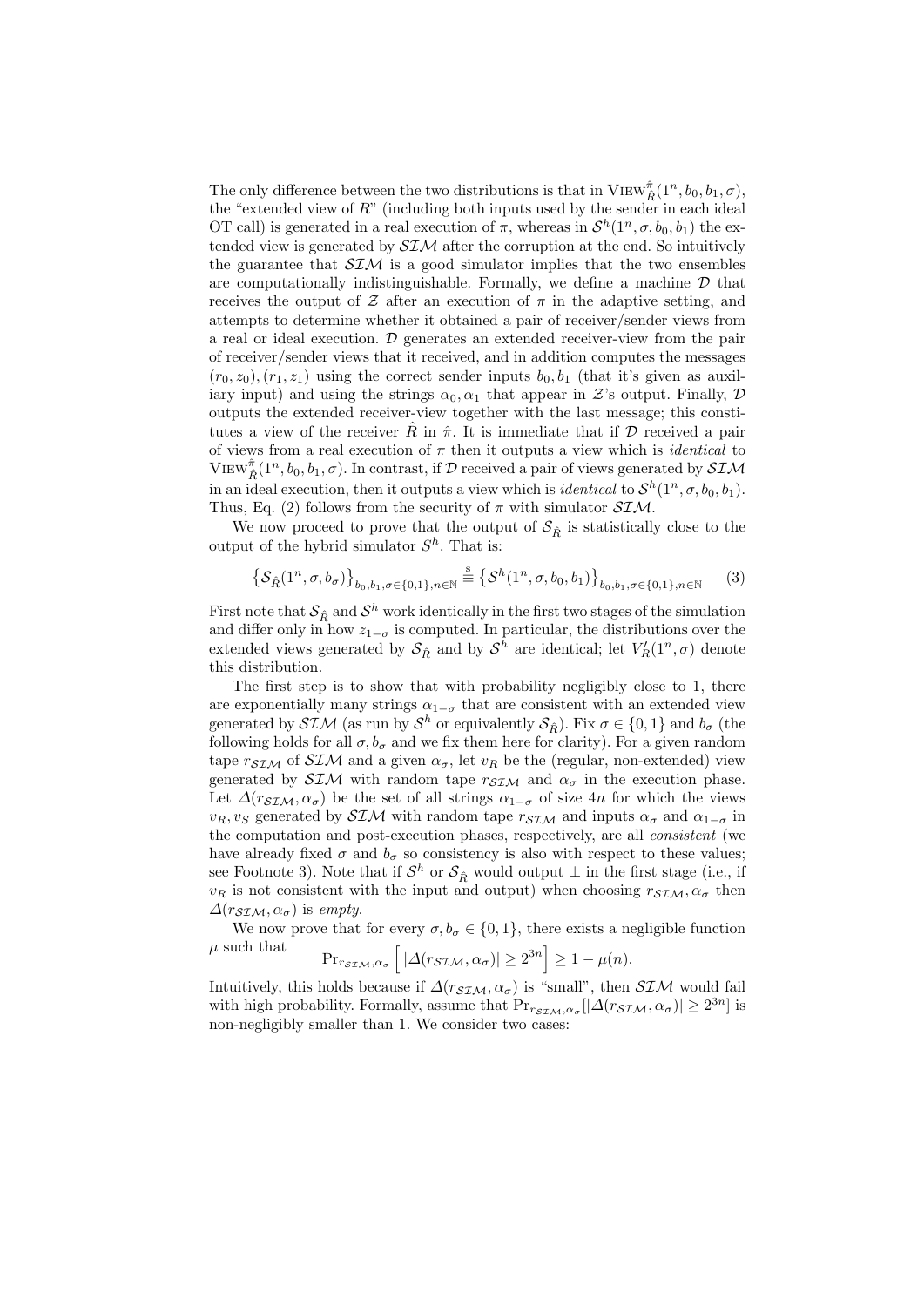The only difference between the two distributions is that in $\text{VIEW}^{\hat{\pi}}_{\hat{R}}(1^n, b_0, b_1, \sigma)$, the "extended view of $R$" (including both inputs used by the sender in each ideal OT call) is generated in a real execution of $\pi$, whereas in $\mathcal{S}^h(1^n, \sigma, b_0, b_1)$ the extended view is generated by $\mathcal{SIM}$ after the corruption at the end. So intuitively the guarantee that $\mathcal{SIM}$ is a good simulator implies that the two ensembles are computationally indistinguishable. Formally, we define a machine $\mathcal{D}$ that receives the output of $\mathcal{Z}$ after an execution of $\pi$ in the adaptive setting, and attempts to determine whether it obtained a pair of receiver/sender views from a real or ideal execution. $\mathcal{D}$ generates an extended receiver-view from the pair of receiver/sender views that it received, and in addition computes the messages $(r_0, z_0), (r_1, z_1)$ using the correct sender inputs $b_0, b_1$ (that it's given as auxiliary input) and using the strings $\alpha_0, \alpha_1$ that appear in $\mathcal{Z}$'s output. Finally, $\mathcal{D}$ outputs the extended receiver-view together with the last message; this constitutes a view of the receiver $\hat{R}$ in $\hat{\pi}$. It is immediate that if $\mathcal{D}$ received a pair of views from a real execution of $\pi$ then it outputs a view which is *identical* to $\text{VIEW}^{\hat{\pi}}_{\hat{R}}(1^n, b_0, b_1, \sigma)$. In contrast, if $\mathcal{D}$ received a pair of views generated by $\mathcal{SIM}$ in an ideal execution, then it outputs a view which is *identical* to $\mathcal{S}^h(1^n, \sigma, b_0, b_1)$. Thus, Eq. (2) follows from the security of $\pi$ with simulator $\mathcal{SIM}$.

We now proceed to prove that the output of $\mathcal{S}_{\hat{R}}$ is statistically close to the output of the hybrid simulator $S^h$. That is:

$$\left\{\mathcal{S}_{\hat{R}}(1^n, \sigma, b_\sigma)\right\}_{b_0, b_1, \sigma \in \{0,1\}, n \in \mathbb{N}} \overset{\text{s}}{\equiv} \left\{\mathcal{S}^h(1^n, \sigma, b_0, b_1)\right\}_{b_0, b_1, \sigma \in \{0,1\}, n \in \mathbb{N}} \qquad (3)$$

First note that $\mathcal{S}_{\hat{R}}$ and $\mathcal{S}^h$ work identically in the first two stages of the simulation and differ only in how $z_{1-\sigma}$ is computed. In particular, the distributions over the extended views generated by $\mathcal{S}_{\hat{R}}$ and by $\mathcal{S}^h$ are identical; let $V'_R(1^n, \sigma)$ denote this distribution.

The first step is to show that with probability negligibly close to 1, there are exponentially many strings $\alpha_{1-\sigma}$ that are consistent with an extended view generated by $\mathcal{SIM}$ (as run by $\mathcal{S}^h$ or equivalently $\mathcal{S}_{\hat{R}}$). Fix $\sigma \in \{0,1\}$ and $b_\sigma$ (the following holds for all $\sigma, b_\sigma$ and we fix them here for clarity). For a given random tape $r_{\mathcal{SIM}}$ of $\mathcal{SIM}$ and a given $\alpha_\sigma$, let $v_R$ be the (regular, non-extended) view generated by $\mathcal{SIM}$ with random tape $r_{\mathcal{SIM}}$ and $\alpha_\sigma$ in the execution phase. Let $\Delta(r_{\mathcal{SIM}}, \alpha_\sigma)$ be the set of all strings $\alpha_{1-\sigma}$ of size $4n$ for which the views $v_R, v_S$ generated by $\mathcal{SIM}$ with random tape $r_{\mathcal{SIM}}$ and inputs $\alpha_\sigma$ and $\alpha_{1-\sigma}$ in the computation and post-execution phases, respectively, are all *consistent* (we have already fixed $\sigma$ and $b_\sigma$ so consistency is also with respect to these values; see Footnote 3). Note that if $\mathcal{S}^h$ or $\mathcal{S}_{\hat{R}}$ would output $\perp$ in the first stage (i.e., if $v_R$ is not consistent with the input and output) when choosing $r_{\mathcal{SIM}}, \alpha_\sigma$ then $\Delta(r_{\mathcal{SIM}}, \alpha_\sigma)$ is *empty*.

We now prove that for every $\sigma, b_\sigma \in \{0,1\}$, there exists a negligible function $\mu$ such that

$$\Pr_{r_{\mathcal{SIM}}, \alpha_\sigma}\left[\,|\Delta(r_{\mathcal{SIM}}, \alpha_\sigma)| \geq 2^{3n}\right] \geq 1 - \mu(n).$$

Intuitively, this holds because if $\Delta(r_{\mathcal{SIM}}, \alpha_\sigma)$ is "small", then $\mathcal{SIM}$ would fail with high probability. Formally, assume that $\Pr_{r_{\mathcal{SIM}}, \alpha_\sigma}[|\Delta(r_{\mathcal{SIM}}, \alpha_\sigma)| \geq 2^{3n}]$ is non-negligibly smaller than 1. We consider two cases: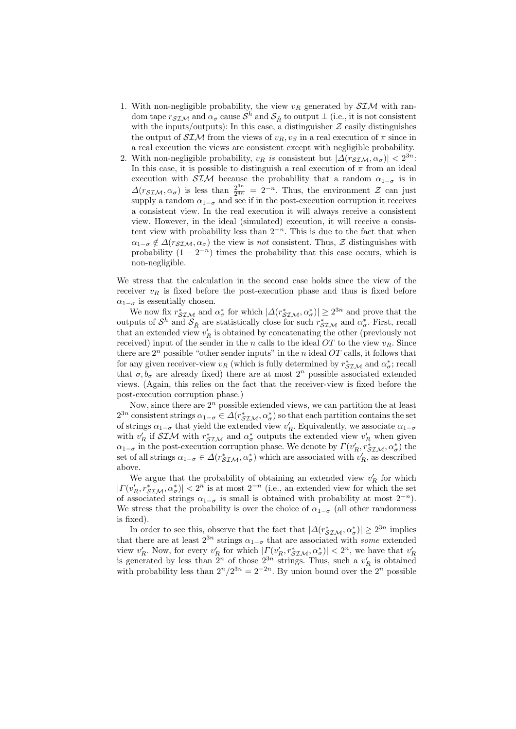1. With non-negligible probability, the view $v_R$ generated by $\mathcal{SIM}$ with random tape $r_{\mathcal{SIM}}$ and $\alpha_\sigma$ cause $\mathcal{S}^h$ and $\mathcal{S}_{\hat{R}}$ to output $\perp$ (i.e., it is not consistent with the inputs/outputs): In this case, a distinguisher $\mathcal{Z}$ easily distinguishes the output of $\mathcal{SIM}$ from the views of $v_R, v_S$ in a real execution of $\pi$ since in a real execution the views are consistent except with negligible probability.
2. With non-negligible probability, $v_R$ *is* consistent but $|\Delta(r_{\mathcal{SIM}}, \alpha_\sigma)| < 2^{3n}$: In this case, it is possible to distinguish a real execution of $\pi$ from an ideal execution with $\mathcal{SIM}$ because the probability that a random $\alpha_{1-\sigma}$ is in $\Delta(r_{\mathcal{SIM}}, \alpha_\sigma)$ is less than $\frac{2^{3n}}{2^{4n}} = 2^{-n}$. Thus, the environment $\mathcal{Z}$ can just supply a random $\alpha_{1-\sigma}$ and see if in the post-execution corruption it receives a consistent view. In the real execution it will always receive a consistent view. However, in the ideal (simulated) execution, it will receive a consistent view with probability less than $2^{-n}$. This is due to the fact that when $\alpha_{1-\sigma} \notin \Delta(r_{\mathcal{SIM}}, \alpha_\sigma)$ the view is *not* consistent. Thus, $\mathcal{Z}$ distinguishes with probability $(1 - 2^{-n})$ times the probability that this case occurs, which is non-negligible.

We stress that the calculation in the second case holds since the view of the receiver $v_R$ is fixed before the post-execution phase and thus is fixed before $\alpha_{1-\sigma}$ is essentially chosen.

We now fix $r^*_{\mathcal{SIM}}$ and $\alpha^*_\sigma$ for which $|\Delta(r^*_{\mathcal{SIM}}, \alpha^*_\sigma)| \geq 2^{3n}$ and prove that the outputs of $\mathcal{S}^h$ and $\mathcal{S}_{\hat{R}}$ are statistically close for such $r^*_{\mathcal{SIM}}$ and $\alpha^*_\sigma$. First, recall that an extended view $v'_R$ is obtained by concatenating the other (previously not received) input of the sender in the $n$ calls to the ideal $OT$ to the view $v_R$. Since there are $2^n$ possible "other sender inputs" in the $n$ ideal $OT$ calls, it follows that for any given receiver-view $v_R$ (which is fully determined by $r^*_{\mathcal{SIM}}$ and $\alpha^*_\sigma$; recall that $\sigma, b_\sigma$ are already fixed) there are at most $2^n$ possible associated extended views. (Again, this relies on the fact that the receiver-view is fixed before the post-execution corruption phase.)

Now, since there are $2^n$ possible extended views, we can partition the at least $2^{3n}$ consistent strings $\alpha_{1-\sigma} \in \Delta(r^*_{\mathcal{SIM}}, \alpha^*_\sigma)$ so that each partition contains the set of strings $\alpha_{1-\sigma}$ that yield the extended view $v'_R$. Equivalently, we associate $\alpha_{1-\sigma}$ with $v'_R$ if $\mathcal{SIM}$ with $r^*_{\mathcal{SIM}}$ and $\alpha^*_\sigma$ outputs the extended view $v'_R$ when given $\alpha_{1-\sigma}$ in the post-execution corruption phase. We denote by $\Gamma(v'_R, r^*_{\mathcal{SIM}}, \alpha^*_\sigma)$ the set of all strings $\alpha_{1-\sigma} \in \Delta(r^*_{\mathcal{SIM}}, \alpha^*_\sigma)$ which are associated with $v'_R$, as described above.

We argue that the probability of obtaining an extended view $v'_R$ for which $|\Gamma(v'_R, r^*_{\mathcal{SIM}}, \alpha^*_\sigma)| < 2^n$ is at most $2^{-n}$ (i.e., an extended view for which the set of associated strings $\alpha_{1-\sigma}$ is small is obtained with probability at most $2^{-n}$). We stress that the probability is over the choice of $\alpha_{1-\sigma}$ (all other randomness is fixed).

In order to see this, observe that the fact that $|\Delta(r^*_{\mathcal{SIM}}, \alpha^*_\sigma)| \geq 2^{3n}$ implies that there are at least $2^{3n}$ strings $\alpha_{1-\sigma}$ that are associated with *some* extended view $v'_R$. Now, for every $v'_R$ for which $|\Gamma(v'_R, r^*_{\mathcal{SIM}}, \alpha^*_\sigma)| < 2^n$, we have that $v'_R$ is generated by less than $2^n$ of those $2^{3n}$ strings. Thus, such a $v'_R$ is obtained with probability less than $2^n/2^{3n} = 2^{-2n}$. By union bound over the $2^n$ possible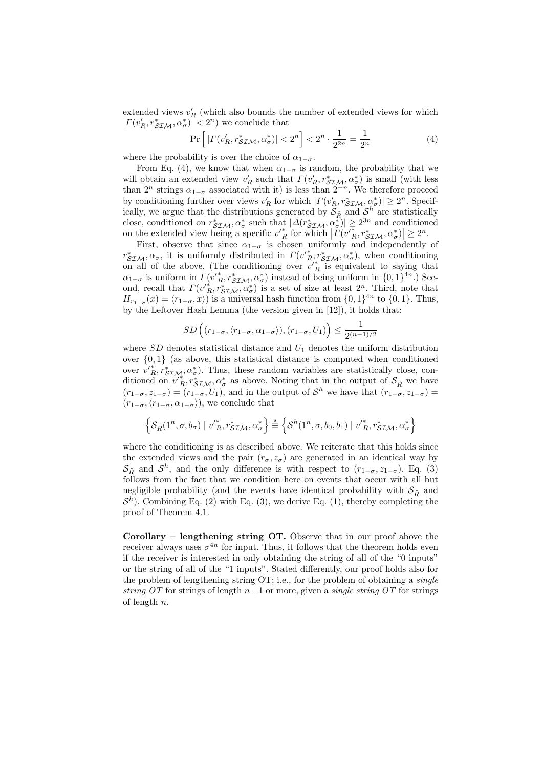extended views $v'_R$ (which also bounds the number of extended views for which $|\Gamma(v'_R, r^*_{\mathcal{SIM}}, \alpha^*_\sigma)| < 2^n$) we conclude that

$$\Pr\left[\,|\Gamma(v'_R, r^*_{\mathcal{SIM}}, \alpha^*_\sigma)| < 2^n\right] < 2^n \cdot \frac{1}{2^{2n}} = \frac{1}{2^n} \tag{4}$$

where the probability is over the choice of $\alpha_{1-\sigma}$.

From Eq. (4), we know that when $\alpha_{1-\sigma}$ is random, the probability that we will obtain an extended view $v'_R$ such that $\Gamma(v'_R, r^*_{\mathcal{SIM}}, \alpha^*_\sigma)$ is small (with less than $2^n$ strings $\alpha_{1-\sigma}$ associated with it) is less than $2^{-n}$. We therefore proceed by conditioning further over views $v'_R$ for which $|\Gamma(v'_R, r^*_{\mathcal{SIM}}, \alpha^*_\sigma)| \geq 2^n$. Specifically, we argue that the distributions generated by $\mathcal{S}_{\hat{R}}$ and $\mathcal{S}^h$ are statistically close, conditioned on $r^*_{\mathcal{SIM}}, \alpha^*_\sigma$ such that $|\Delta(r^*_{\mathcal{SIM}}, \alpha^*_\sigma)| \geq 2^{3n}$ and conditioned on the extended view being a specific ${v'}^*_R$ for which $\left|\Gamma({v'}^*_R, r^*_{\mathcal{SIM}}, \alpha^*_\sigma)\right| \geq 2^n$.

First, observe that since $\alpha_{1-\sigma}$ is chosen uniformly and independently of $r^*_{\mathcal{SIM}}, \alpha_\sigma$, it is uniformly distributed in $\Gamma({v'}^*_R, r^*_{\mathcal{SIM}}, \alpha^*_\sigma)$, when conditioning on all of the above. (The conditioning over ${v'}^*_R$ is equivalent to saying that $\alpha_{1-\sigma}$ is uniform in $\Gamma({v'}^*_R, r^*_{\mathcal{SIM}}, \alpha^*_\sigma)$ instead of being uniform in $\{0,1\}^{4n}$.) Second, recall that $\Gamma({v'}^*_R, r^*_{\mathcal{SIM}}, \alpha^*_\sigma)$ is a set of size at least $2^n$. Third, note that $H_{r_{1-\sigma}}(x) = \langle r_{1-\sigma}, x \rangle$ is a universal hash function from $\{0,1\}^{4n}$ to $\{0,1\}$. Thus, by the Leftover Hash Lemma (the version given in [12]), it holds that:

$$SD\Big((r_{1-\sigma}, \langle r_{1-\sigma}, \alpha_{1-\sigma}\rangle), (r_{1-\sigma}, U_1)\Big) \leq \frac{1}{2^{(n-1)/2}}$$

where $SD$ denotes statistical distance and $U_1$ denotes the uniform distribution over $\{0,1\}$ (as above, this statistical distance is computed when conditioned over ${v'}^*_R, r^*_{\mathcal{SIM}}, \alpha^*_\sigma$). Thus, these random variables are statistically close, conditioned on ${v'}^*_R, r^*_{\mathcal{SIM}}, \alpha^*_\sigma$ as above. Noting that in the output of $\mathcal{S}_{\hat{R}}$ we have $(r_{1-\sigma}, z_{1-\sigma}) = (r_{1-\sigma}, U_1)$, and in the output of $\mathcal{S}^h$ we have that $(r_{1-\sigma}, z_{1-\sigma}) = (r_{1-\sigma}, \langle r_{1-\sigma}, \alpha_{1-\sigma}\rangle)$, we conclude that

$$\left\{\mathcal{S}_{\hat{R}}(1^n, \sigma, b_\sigma) \mid {v'}^*_R, r^*_{\mathcal{SIM}}, \alpha^*_\sigma\right\} \stackrel{\rm s}{\equiv} \left\{\mathcal{S}^h(1^n, \sigma, b_0, b_1) \mid {v'}^*_R, r^*_{\mathcal{SIM}}, \alpha^*_\sigma\right\}$$

where the conditioning is as described above. We reiterate that this holds since the extended views and the pair $(r_\sigma, z_\sigma)$ are generated in an identical way by $\mathcal{S}_{\hat{R}}$ and $\mathcal{S}^h$, and the only difference is with respect to $(r_{1-\sigma}, z_{1-\sigma})$. Eq. (3) follows from the fact that we condition here on events that occur with all but negligible probability (and the events have identical probability with $\mathcal{S}_{\hat{R}}$ and $\mathcal{S}^h$). Combining Eq. (2) with Eq. (3), we derive Eq. (1), thereby completing the proof of Theorem 4.1.

**Corollary – lengthening string OT.** Observe that in our proof above the receiver always uses $\sigma^{4n}$ for input. Thus, it follows that the theorem holds even if the receiver is interested in only obtaining the string of all of the "0 inputs" or the string of all of the "1 inputs". Stated differently, our proof holds also for the problem of lengthening string OT; i.e., for the problem of obtaining a *single string OT* for strings of length $n+1$ or more, given a *single string OT* for strings of length $n$.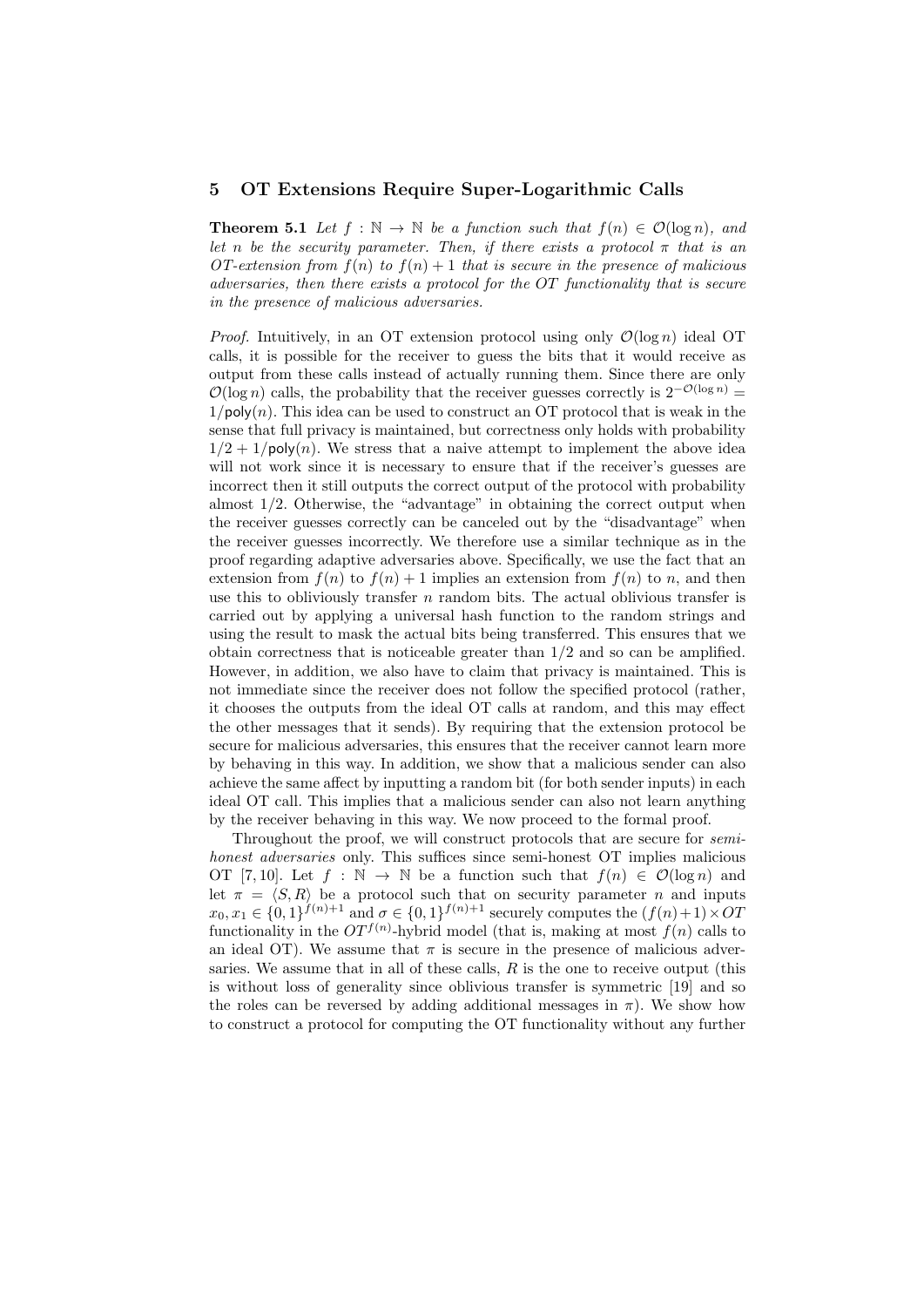## 5 OT Extensions Require Super-Logarithmic Calls

**Theorem 5.1** *Let $f : \mathbb{N} \to \mathbb{N}$ be a function such that $f(n) \in \mathcal{O}(\log n)$, and let $n$ be the security parameter. Then, if there exists a protocol $\pi$ that is an OT-extension from $f(n)$ to $f(n)+1$ that is secure in the presence of malicious adversaries, then there exists a protocol for the OT functionality that is secure in the presence of malicious adversaries.*

*Proof.* Intuitively, in an OT extension protocol using only $\mathcal{O}(\log n)$ ideal OT calls, it is possible for the receiver to guess the bits that it would receive as output from these calls instead of actually running them. Since there are only $\mathcal{O}(\log n)$ calls, the probability that the receiver guesses correctly is $2^{-\mathcal{O}(\log n)} = 1/\mathsf{poly}(n)$. This idea can be used to construct an OT protocol that is weak in the sense that full privacy is maintained, but correctness only holds with probability $1/2 + 1/\mathsf{poly}(n)$. We stress that a naive attempt to implement the above idea will not work since it is necessary to ensure that if the receiver's guesses are incorrect then it still outputs the correct output of the protocol with probability almost $1/2$. Otherwise, the "advantage" in obtaining the correct output when the receiver guesses correctly can be canceled out by the "disadvantage" when the receiver guesses incorrectly. We therefore use a similar technique as in the proof regarding adaptive adversaries above. Specifically, we use the fact that an extension from $f(n)$ to $f(n)+1$ implies an extension from $f(n)$ to $n$, and then use this to obliviously transfer $n$ random bits. The actual oblivious transfer is carried out by applying a universal hash function to the random strings and using the result to mask the actual bits being transferred. This ensures that we obtain correctness that is noticeable greater than $1/2$ and so can be amplified. However, in addition, we also have to claim that privacy is maintained. This is not immediate since the receiver does not follow the specified protocol (rather, it chooses the outputs from the ideal OT calls at random, and this may effect the other messages that it sends). By requiring that the extension protocol be secure for malicious adversaries, this ensures that the receiver cannot learn more by behaving in this way. In addition, we show that a malicious sender can also achieve the same affect by inputting a random bit (for both sender inputs) in each ideal OT call. This implies that a malicious sender can also not learn anything by the receiver behaving in this way. We now proceed to the formal proof.

Throughout the proof, we will construct protocols that are secure for *semi-honest adversaries* only. This suffices since semi-honest OT implies malicious OT [7, 10]. Let $f : \mathbb{N} \to \mathbb{N}$ be a function such that $f(n) \in \mathcal{O}(\log n)$ and let $\pi = \langle S, R \rangle$ be a protocol such that on security parameter $n$ and inputs $x_0, x_1 \in \{0,1\}^{f(n)+1}$ and $\sigma \in \{0,1\}^{f(n)+1}$ securely computes the $(f(n)+1) \times OT$ functionality in the $OT^{f(n)}$-hybrid model (that is, making at most $f(n)$ calls to an ideal OT). We assume that $\pi$ is secure in the presence of malicious adversaries. We assume that in all of these calls, $R$ is the one to receive output (this is without loss of generality since oblivious transfer is symmetric [19] and so the roles can be reversed by adding additional messages in $\pi$). We show how to construct a protocol for computing the OT functionality without any further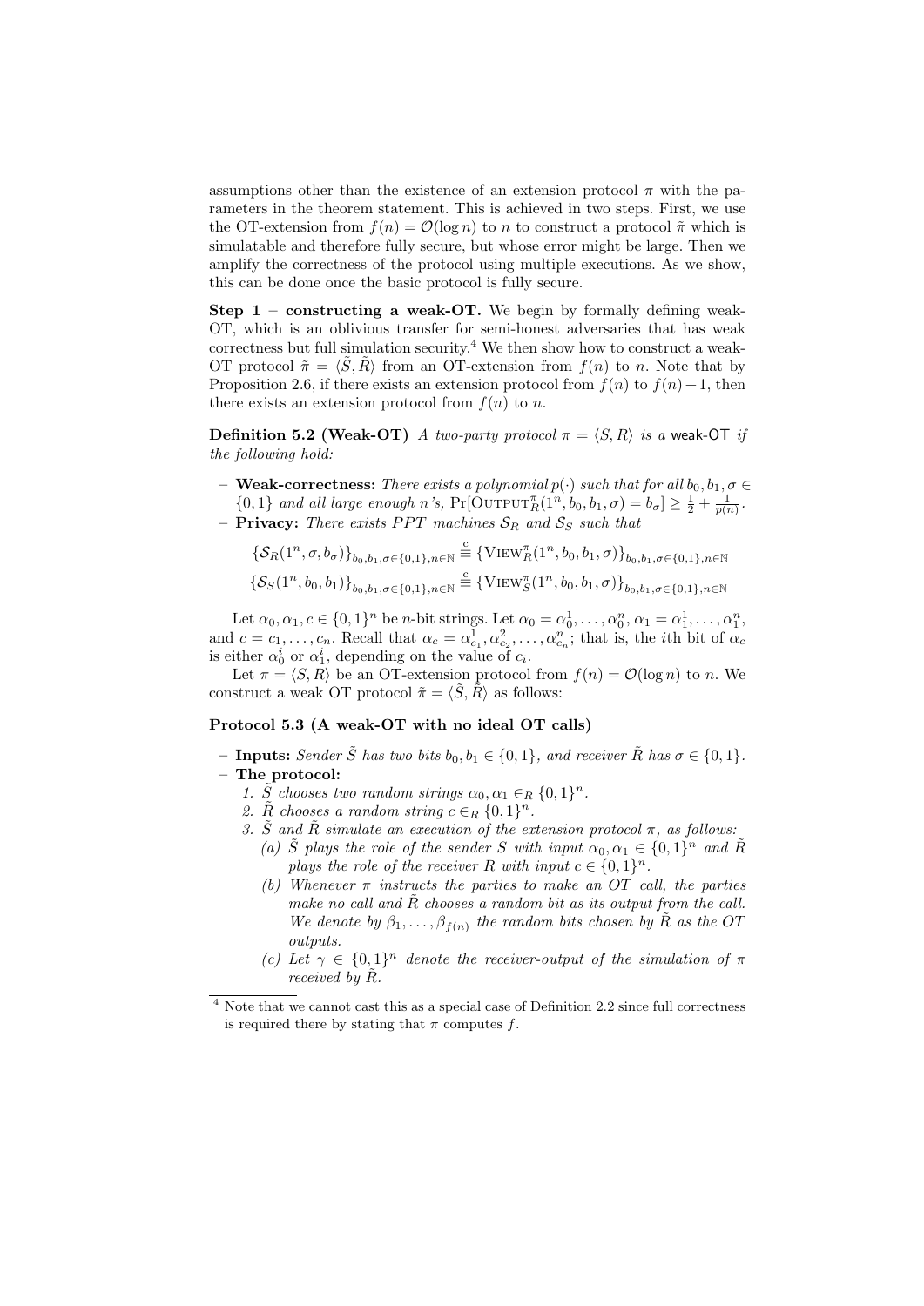assumptions other than the existence of an extension protocol $\pi$ with the parameters in the theorem statement. This is achieved in two steps. First, we use the OT-extension from $f(n) = \mathcal{O}(\log n)$ to construct a protocol $\tilde{\pi}$ which is simulatable and therefore fully secure, but whose error might be large. Then we amplify the correctness of the protocol using multiple executions. As we show, this can be done once the basic protocol is fully secure.

**Step 1 – constructing a weak-OT.** We begin by formally defining weak-OT, which is an oblivious transfer for semi-honest adversaries that has weak correctness but full simulation security.[4] We then show how to construct a weak-OT protocol $\tilde{\pi} = \langle \tilde{S}, \tilde{R} \rangle$ from an OT-extension from $f(n)$ to $n$. Note that by Proposition 2.6, if there exists an extension protocol from $f(n)$ to $f(n)+1$, then there exists an extension protocol from $f(n)$ to $n$.

**Definition 5.2 (Weak-OT)** *A two-party protocol $\pi = \langle S, R \rangle$ is a* weak-OT *if the following hold:*

- **Weak-correctness:** *There exists a polynomial $p(\cdot)$ such that for all $b_0, b_1, \sigma \in \{0,1\}$ and all large enough $n$'s, $\Pr[\text{OUTPUT}_R^{\pi}(1^n, b_0, b_1, \sigma) = b_\sigma] \geq \frac{1}{2} + \frac{1}{p(n)}$.*
- **Privacy:** *There exists PPT machines $\mathcal{S}_R$ and $\mathcal{S}_S$ such that*

$$\{\mathcal{S}_R(1^n, \sigma, b_\sigma)\}_{b_0,b_1,\sigma\in\{0,1\},n\in\mathbb{N}} \stackrel{c}{\equiv} \{\text{VIEW}_R^{\pi}(1^n, b_0, b_1, \sigma)\}_{b_0,b_1,\sigma\in\{0,1\},n\in\mathbb{N}}$$

$$\{\mathcal{S}_S(1^n, b_0, b_1)\}_{b_0,b_1,\sigma\in\{0,1\},n\in\mathbb{N}} \stackrel{c}{\equiv} \{\text{VIEW}_S^{\pi}(1^n, b_0, b_1, \sigma)\}_{b_0,b_1,\sigma\in\{0,1\},n\in\mathbb{N}}$$

Let $\alpha_0, \alpha_1, c \in \{0,1\}^n$ be $n$-bit strings. Let $\alpha_0 = \alpha_0^1, \ldots, \alpha_0^n$, $\alpha_1 = \alpha_1^1, \ldots, \alpha_1^n$, and $c = c_1, \ldots, c_n$. Recall that $\alpha_c = \alpha_{c_1}^1, \alpha_{c_2}^2, \ldots, \alpha_{c_n}^n$; that is, the $i$th bit of $\alpha_c$ is either $\alpha_0^i$ or $\alpha_1^i$, depending on the value of $c_i$.

Let $\pi = \langle S, R \rangle$ be an OT-extension protocol from $f(n) = \mathcal{O}(\log n)$ to $n$. We construct a weak OT protocol $\tilde{\pi} = \langle \tilde{S}, \tilde{R} \rangle$ as follows:

**Protocol 5.3 (A weak-OT with no ideal OT calls)**

- **Inputs:** *Sender $\tilde{S}$ has two bits $b_0, b_1 \in \{0,1\}$, and receiver $\tilde{R}$ has $\sigma \in \{0,1\}$.*
- **The protocol:**
  1. *$\tilde{S}$ chooses two random strings $\alpha_0, \alpha_1 \in_R \{0,1\}^n$.*
  2. *$\tilde{R}$ chooses a random string $c \in_R \{0,1\}^n$.*
  3. *$\tilde{S}$ and $\tilde{R}$ simulate an execution of the extension protocol $\pi$, as follows:*
     (a) *$\tilde{S}$ plays the role of the sender $S$ with input $\alpha_0, \alpha_1 \in \{0,1\}^n$ and $\tilde{R}$ plays the role of the receiver $R$ with input $c \in \{0,1\}^n$.*
     (b) *Whenever $\pi$ instructs the parties to make an OT call, the parties make no call and $\tilde{R}$ chooses a random bit as its output from the call. We denote by $\beta_1, \ldots, \beta_{f(n)}$ the random bits chosen by $\tilde{R}$ as the OT outputs.*
     (c) *Let $\gamma \in \{0,1\}^n$ denote the receiver-output of the simulation of $\pi$ received by $\tilde{R}$.*

[4] Note that we cannot cast this as a special case of Definition 2.2 since full correctness is required there by stating that $\pi$ computes $f$.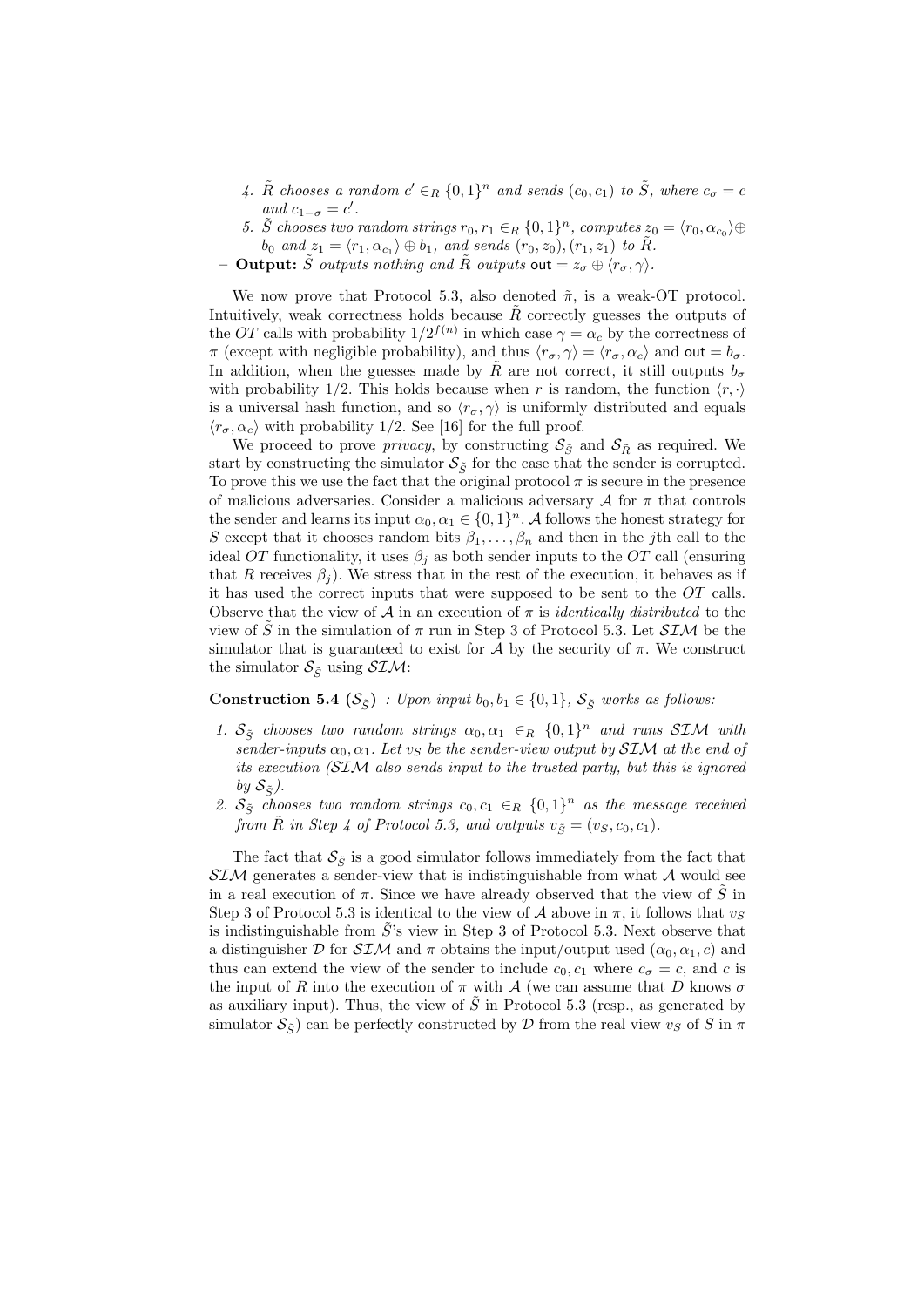4. $\tilde{R}$ *chooses a random* $c' \in_R \{0,1\}^n$ *and sends* $(c_0, c_1)$ *to* $\tilde{S}$*, where* $c_\sigma = c$ *and* $c_{1-\sigma} = c'$.
5. $\tilde{S}$ *chooses two random strings* $r_0, r_1 \in_R \{0,1\}^n$*, computes* $z_0 = \langle r_0, \alpha_{c_0}\rangle \oplus b_0$ *and* $z_1 = \langle r_1, \alpha_{c_1}\rangle \oplus b_1$*, and sends* $(r_0, z_0), (r_1, z_1)$ *to* $\tilde{R}$.

– **Output:** $\tilde{S}$ *outputs nothing and* $\tilde{R}$ *outputs* $\mathsf{out} = z_\sigma \oplus \langle r_\sigma, \gamma\rangle$.

We now prove that Protocol 5.3, also denoted $\tilde{\pi}$, is a weak-OT protocol. Intuitively, weak correctness holds because $\tilde{R}$ correctly guesses the outputs of the $OT$ calls with probability $1/2^{f(n)}$ in which case $\gamma = \alpha_c$ by the correctness of $\pi$ (except with negligible probability), and thus $\langle r_\sigma, \gamma\rangle = \langle r_\sigma, \alpha_c\rangle$ and $\mathsf{out} = b_\sigma$. In addition, when the guesses made by $\tilde{R}$ are not correct, it still outputs $b_\sigma$ with probability 1/2. This holds because when $r$ is random, the function $\langle r, \cdot\rangle$ is a universal hash function, and so $\langle r_\sigma, \gamma\rangle$ is uniformly distributed and equals $\langle r_\sigma, \alpha_c\rangle$ with probability 1/2. See [16] for the full proof.

We proceed to prove *privacy*, by constructing $\mathcal{S}_{\tilde{S}}$ and $\mathcal{S}_{\tilde{R}}$ as required. We start by constructing the simulator $\mathcal{S}_{\tilde{S}}$ for the case that the sender is corrupted. To prove this we use the fact that the original protocol $\pi$ is secure in the presence of malicious adversaries. Consider a malicious adversary $\mathcal{A}$ for $\pi$ that controls the sender and learns its input $\alpha_0, \alpha_1 \in \{0,1\}^n$. $\mathcal{A}$ follows the honest strategy for $S$ except that it chooses random bits $\beta_1, \ldots, \beta_n$ and then in the $j$th call to the ideal $OT$ functionality, it uses $\beta_j$ as both sender inputs to the $OT$ call (ensuring that $R$ receives $\beta_j$). We stress that in the rest of the execution, it behaves as if it has used the correct inputs that were supposed to be sent to the $OT$ calls. Observe that the view of $\mathcal{A}$ in an execution of $\pi$ is *identically distributed* to the view of $\tilde{S}$ in the simulation of $\pi$ run in Step 3 of Protocol 5.3. Let $\mathcal{SIM}$ be the simulator that is guaranteed to exist for $\mathcal{A}$ by the security of $\pi$. We construct the simulator $\mathcal{S}_{\tilde{S}}$ using $\mathcal{SIM}$:

**Construction 5.4** **($\mathcal{S}_{\tilde{S}}$)** *: Upon input* $b_0, b_1 \in \{0,1\}$*,* $\mathcal{S}_{\tilde{S}}$ *works as follows:*

1. $\mathcal{S}_{\tilde{S}}$ *chooses two random strings* $\alpha_0, \alpha_1 \in_R \{0,1\}^n$ *and runs* $\mathcal{SIM}$ *with sender-inputs* $\alpha_0, \alpha_1$*. Let* $v_S$ *be the sender-view output by* $\mathcal{SIM}$ *at the end of its execution (*$\mathcal{SIM}$ *also sends input to the trusted party, but this is ignored by* $\mathcal{S}_{\tilde{S}}$*).*
2. $\mathcal{S}_{\tilde{S}}$ *chooses two random strings* $c_0, c_1 \in_R \{0,1\}^n$ *as the message received from* $\tilde{R}$ *in Step 4 of Protocol 5.3, and outputs* $v_{\tilde{S}} = (v_S, c_0, c_1)$.

The fact that $\mathcal{S}_{\tilde{S}}$ is a good simulator follows immediately from the fact that $\mathcal{SIM}$ generates a sender-view that is indistinguishable from what $\mathcal{A}$ would see in a real execution of $\pi$. Since we have already observed that the view of $\tilde{S}$ in Step 3 of Protocol 5.3 is identical to the view of $\mathcal{A}$ above in $\pi$, it follows that $v_S$ is indistinguishable from $\tilde{S}$'s view in Step 3 of Protocol 5.3. Next observe that a distinguisher $\mathcal{D}$ for $\mathcal{SIM}$ and $\pi$ obtains the input/output used $(\alpha_0, \alpha_1, c)$ and thus can extend the view of the sender to include $c_0, c_1$ where $c_\sigma = c$, and $c$ is the input of $R$ into the execution of $\pi$ with $\mathcal{A}$ (we can assume that $D$ knows $\sigma$ as auxiliary input). Thus, the view of $\tilde{S}$ in Protocol 5.3 (resp., as generated by simulator $\mathcal{S}_{\tilde{S}}$) can be perfectly constructed by $\mathcal{D}$ from the real view $v_S$ of $S$ in $\pi$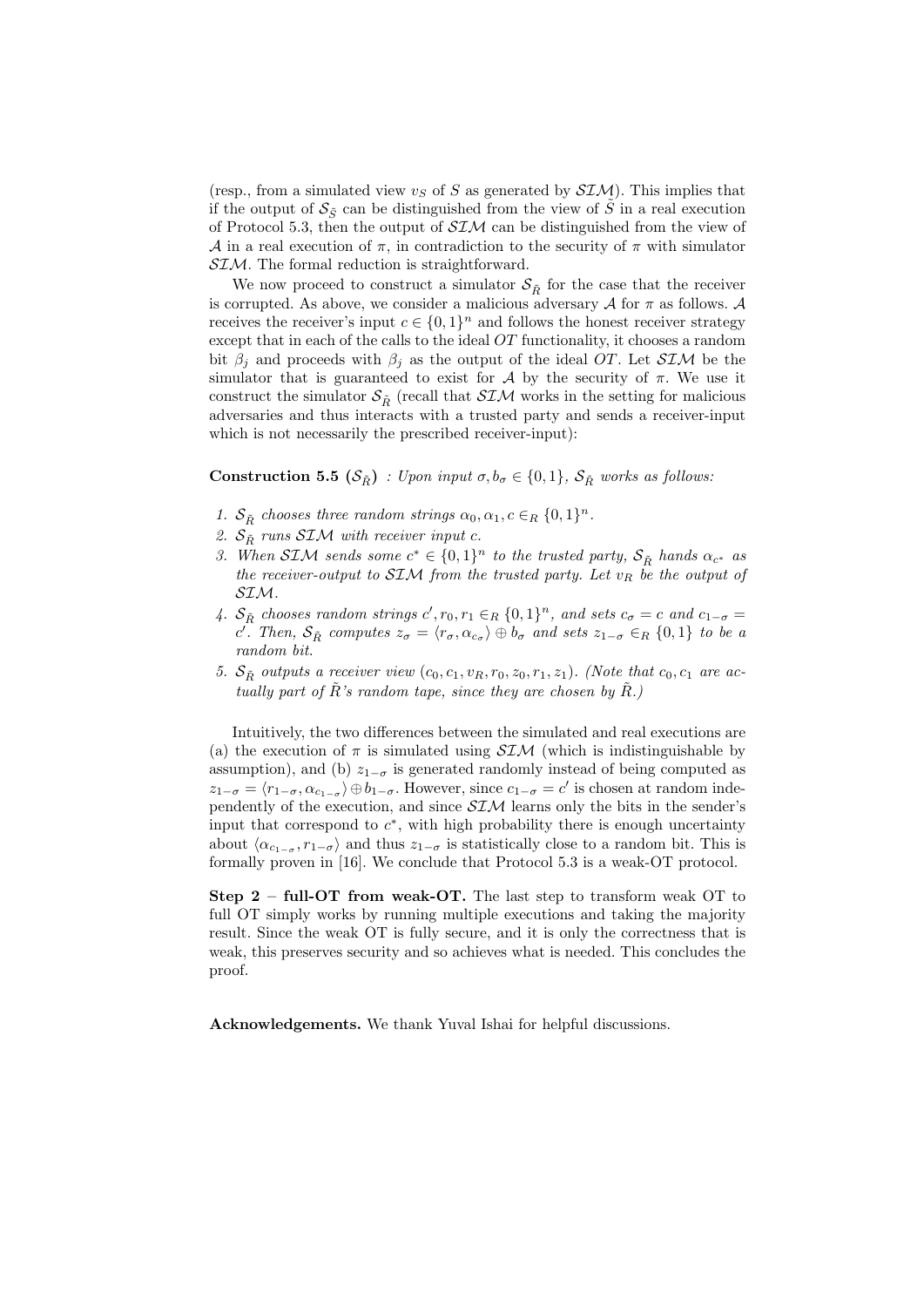(resp., from a simulated view $v_S$ of $S$ as generated by $\mathcal{SIM}$). This implies that if the output of $\mathcal{S}_{\tilde{S}}$ can be distinguished from the view of $\tilde{S}$ in a real execution of Protocol 5.3, then the output of $\mathcal{SIM}$ can be distinguished from the view of $\mathcal{A}$ in a real execution of $\pi$, in contradiction to the security of $\pi$ with simulator $\mathcal{SIM}$. The formal reduction is straightforward.

We now proceed to construct a simulator $\mathcal{S}_{\tilde{R}}$ for the case that the receiver is corrupted. As above, we consider a malicious adversary $\mathcal{A}$ for $\pi$ as follows. $\mathcal{A}$ receives the receiver's input $c \in \{0,1\}^n$ and follows the honest receiver strategy except that in each of the calls to the ideal $OT$ functionality, it chooses a random bit $\beta_j$ and proceeds with $\beta_j$ as the output of the ideal $OT$. Let $\mathcal{SIM}$ be the simulator that is guaranteed to exist for $\mathcal{A}$ by the security of $\pi$. We use it construct the simulator $\mathcal{S}_{\tilde{R}}$ (recall that $\mathcal{SIM}$ works in the setting for malicious adversaries and thus interacts with a trusted party and sends a receiver-input which is not necessarily the prescribed receiver-input):

**Construction 5.5** **($\mathcal{S}_{\tilde{R}}$)** *: Upon input $\sigma, b_\sigma \in \{0,1\}$, $\mathcal{S}_{\tilde{R}}$ works as follows:*

1. *$\mathcal{S}_{\tilde{R}}$ chooses three random strings $\alpha_0, \alpha_1, c \in_R \{0,1\}^n$.*
2. *$\mathcal{S}_{\tilde{R}}$ runs $\mathcal{SIM}$ with receiver input $c$.*
3. *When $\mathcal{SIM}$ sends some $c^* \in \{0,1\}^n$ to the trusted party, $\mathcal{S}_{\tilde{R}}$ hands $\alpha_{c^*}$ as the receiver-output to $\mathcal{SIM}$ from the trusted party. Let $v_R$ be the output of $\mathcal{SIM}$.*
4. *$\mathcal{S}_{\tilde{R}}$ chooses random strings $c', r_0, r_1 \in_R \{0,1\}^n$, and sets $c_\sigma = c$ and $c_{1-\sigma} = c'$. Then, $\mathcal{S}_{\tilde{R}}$ computes $z_\sigma = \langle r_\sigma, \alpha_{c_\sigma} \rangle \oplus b_\sigma$ and sets $z_{1-\sigma} \in_R \{0,1\}$ to be a random bit.*
5. *$\mathcal{S}_{\tilde{R}}$ outputs a receiver view $(c_0, c_1, v_R, r_0, z_0, r_1, z_1)$. (Note that $c_0, c_1$ are actually part of $\tilde{R}$'s random tape, since they are chosen by $\tilde{R}$.)*

Intuitively, the two differences between the simulated and real executions are (a) the execution of $\pi$ is simulated using $\mathcal{SIM}$ (which is indistinguishable by assumption), and (b) $z_{1-\sigma}$ is generated randomly instead of being computed as $z_{1-\sigma} = \langle r_{1-\sigma}, \alpha_{c_{1-\sigma}} \rangle \oplus b_{1-\sigma}$. However, since $c_{1-\sigma} = c'$ is chosen at random independently of the execution, and since $\mathcal{SIM}$ learns only the bits in the sender's input that correspond to $c^*$, with high probability there is enough uncertainty about $\langle \alpha_{c_{1-\sigma}}, r_{1-\sigma} \rangle$ and thus $z_{1-\sigma}$ is statistically close to a random bit. This is formally proven in [16]. We conclude that Protocol 5.3 is a weak-OT protocol.

**Step 2 – full-OT from weak-OT.** The last step to transform weak OT to full OT simply works by running multiple executions and taking the majority result. Since the weak OT is fully secure, and it is only the correctness that is weak, this preserves security and so achieves what is needed. This concludes the proof.

**Acknowledgements.** We thank Yuval Ishai for helpful discussions.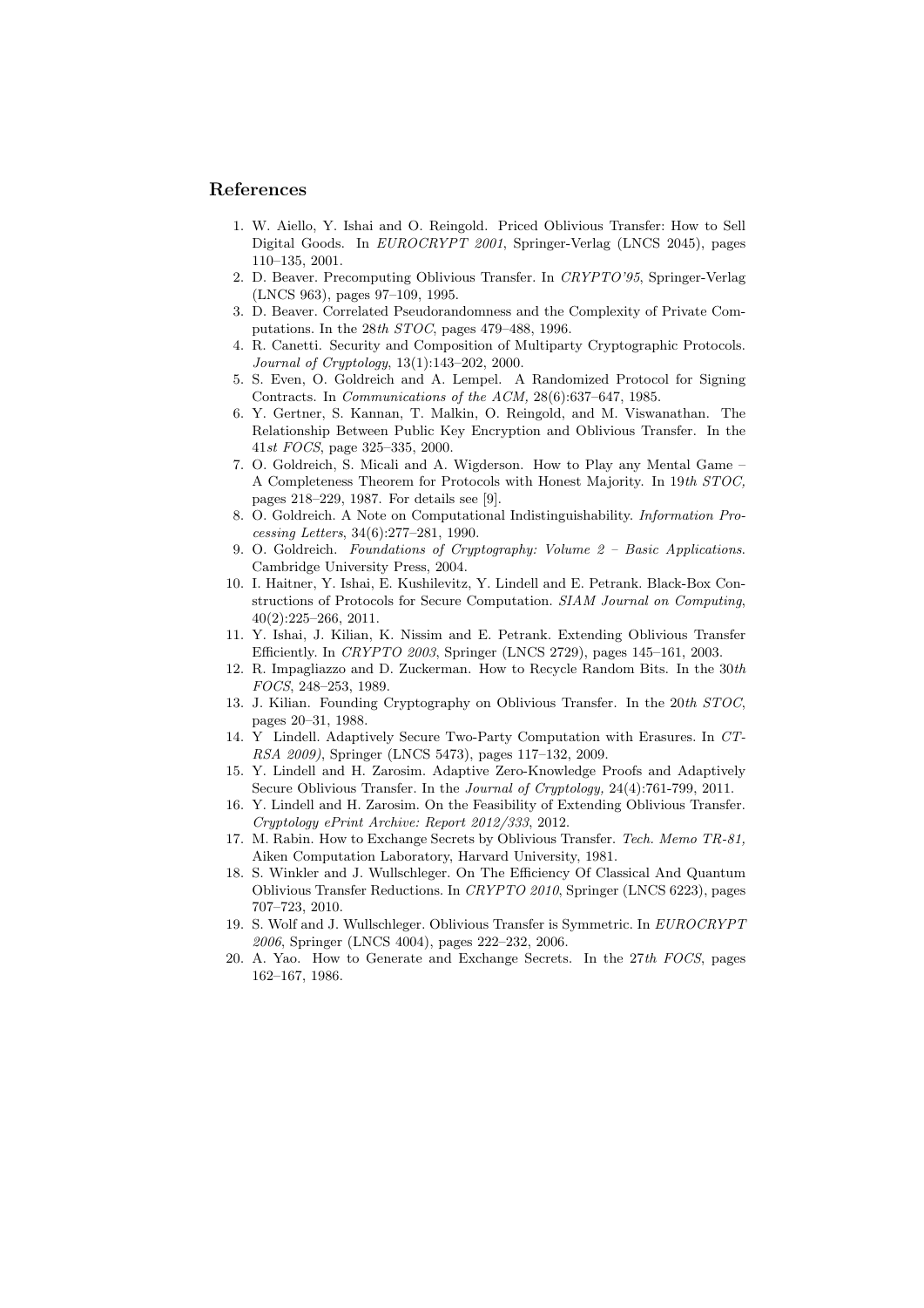## References

1. W. Aiello, Y. Ishai and O. Reingold. Priced Oblivious Transfer: How to Sell Digital Goods. In *EUROCRYPT 2001*, Springer-Verlag (LNCS 2045), pages 110–135, 2001.
2. D. Beaver. Precomputing Oblivious Transfer. In *CRYPTO'95*, Springer-Verlag (LNCS 963), pages 97–109, 1995.
3. D. Beaver. Correlated Pseudorandomness and the Complexity of Private Computations. In the 28*th STOC*, pages 479–488, 1996.
4. R. Canetti. Security and Composition of Multiparty Cryptographic Protocols. *Journal of Cryptology*, 13(1):143–202, 2000.
5. S. Even, O. Goldreich and A. Lempel. A Randomized Protocol for Signing Contracts. In *Communications of the ACM,* 28(6):637–647, 1985.
6. Y. Gertner, S. Kannan, T. Malkin, O. Reingold, and M. Viswanathan. The Relationship Between Public Key Encryption and Oblivious Transfer. In the 41*st FOCS*, page 325–335, 2000.
7. O. Goldreich, S. Micali and A. Wigderson. How to Play any Mental Game – A Completeness Theorem for Protocols with Honest Majority. In 19*th STOC,* pages 218–229, 1987. For details see [9].
8. O. Goldreich. A Note on Computational Indistinguishability. *Information Processing Letters*, 34(6):277–281, 1990.
9. O. Goldreich. *Foundations of Cryptography: Volume 2 – Basic Applications*. Cambridge University Press, 2004.
10. I. Haitner, Y. Ishai, E. Kushilevitz, Y. Lindell and E. Petrank. Black-Box Constructions of Protocols for Secure Computation. *SIAM Journal on Computing*, 40(2):225–266, 2011.
11. Y. Ishai, J. Kilian, K. Nissim and E. Petrank. Extending Oblivious Transfer Efficiently. In *CRYPTO 2003*, Springer (LNCS 2729), pages 145–161, 2003.
12. R. Impagliazzo and D. Zuckerman. How to Recycle Random Bits. In the 30*th FOCS*, 248–253, 1989.
13. J. Kilian. Founding Cryptography on Oblivious Transfer. In the 20*th STOC*, pages 20–31, 1988.
14. Y Lindell. Adaptively Secure Two-Party Computation with Erasures. In *CT-RSA 2009)*, Springer (LNCS 5473), pages 117–132, 2009.
15. Y. Lindell and H. Zarosim. Adaptive Zero-Knowledge Proofs and Adaptively Secure Oblivious Transfer. In the *Journal of Cryptology,* 24(4):761-799, 2011.
16. Y. Lindell and H. Zarosim. On the Feasibility of Extending Oblivious Transfer. *Cryptology ePrint Archive: Report 2012/333*, 2012.
17. M. Rabin. How to Exchange Secrets by Oblivious Transfer. *Tech. Memo TR-81,* Aiken Computation Laboratory, Harvard University, 1981.
18. S. Winkler and J. Wullschleger. On The Efficiency Of Classical And Quantum Oblivious Transfer Reductions. In *CRYPTO 2010*, Springer (LNCS 6223), pages 707–723, 2010.
19. S. Wolf and J. Wullschleger. Oblivious Transfer is Symmetric. In *EUROCRYPT 2006*, Springer (LNCS 4004), pages 222–232, 2006.
20. A. Yao. How to Generate and Exchange Secrets. In the 27*th FOCS*, pages 162–167, 1986.